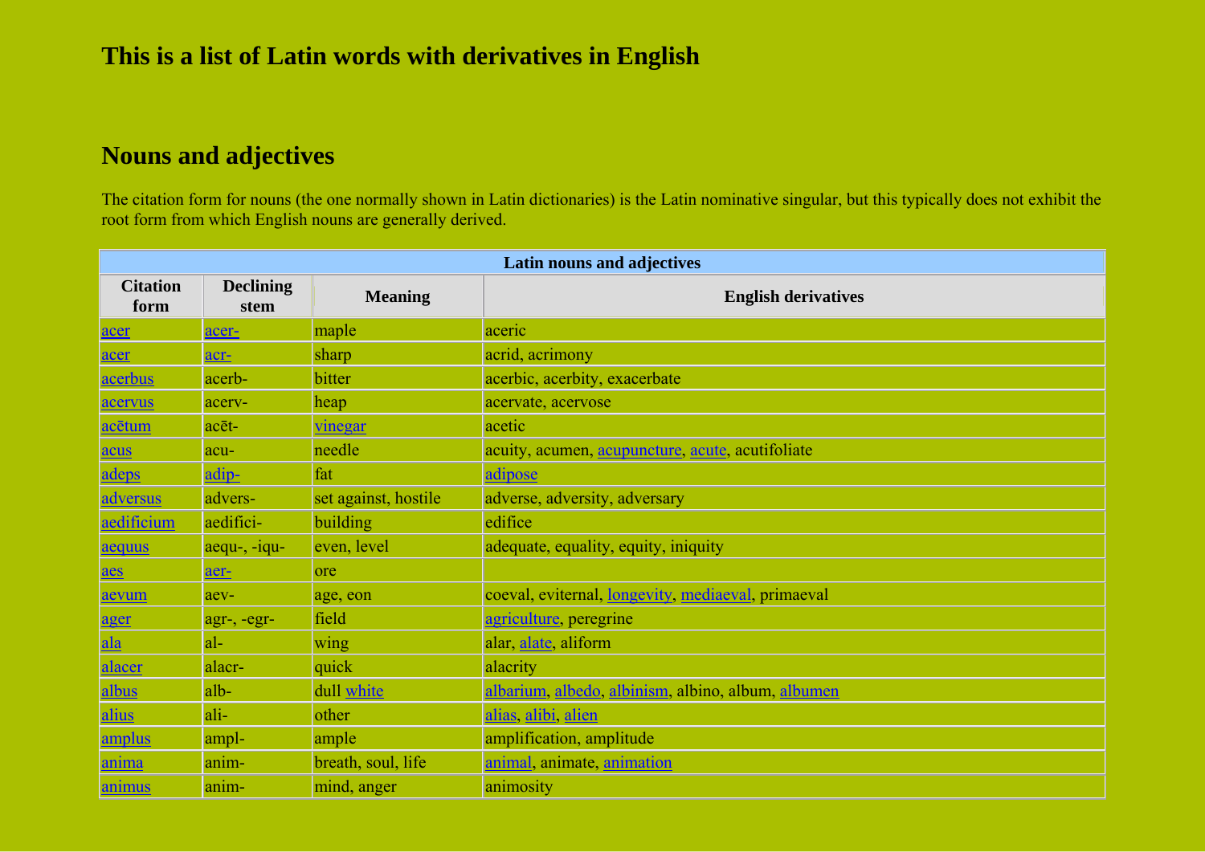# This is a list of Latin words with derivatives in English

## Nouns and adjectives

The citation form for nouns (the one normally shown in Latin dictionaries) is the Latin nominative singular, but this typically does not exhibit the root form from which English nouns are generally derived.

| Latin nouns and adjectives | | | |
|---|---|---|---|
| **Citation form** | **Declining stem** | **Meaning** | **English derivatives** |
| acer | acer- | maple | aceric |
| acer | acr- | sharp | acrid, acrimony |
| acerbus | acerb- | bitter | acerbic, acerbity, exacerbate |
| acervus | acerv- | heap | acervate, acervose |
| acētum | acēt- | vinegar | acetic |
| acus | acu- | needle | acuity, acumen, acupuncture, acute, acutifoliate |
| adeps | adip- | fat | adipose |
| adversus | advers- | set against, hostile | adverse, adversity, adversary |
| aedificium | aedifici- | building | edifice |
| aequus | aequ-, -iqu- | even, level | adequate, equality, equity, iniquity |
| aes | aer- | ore | |
| aevum | aev- | age, eon | coeval, eviternal, longevity, mediaeval, primaeval |
| ager | agr-, -egr- | field | agriculture, peregrine |
| ala | al- | wing | alar, alate, aliform |
| alacer | alacr- | quick | alacrity |
| albus | alb- | dull white | albarium, albedo, albinism, albino, album, albumen |
| alius | ali- | other | alias, alibi, alien |
| amplus | ampl- | ample | amplification, amplitude |
| anima | anim- | breath, soul, life | animal, animate, animation |
| animus | anim- | mind, anger | animosity |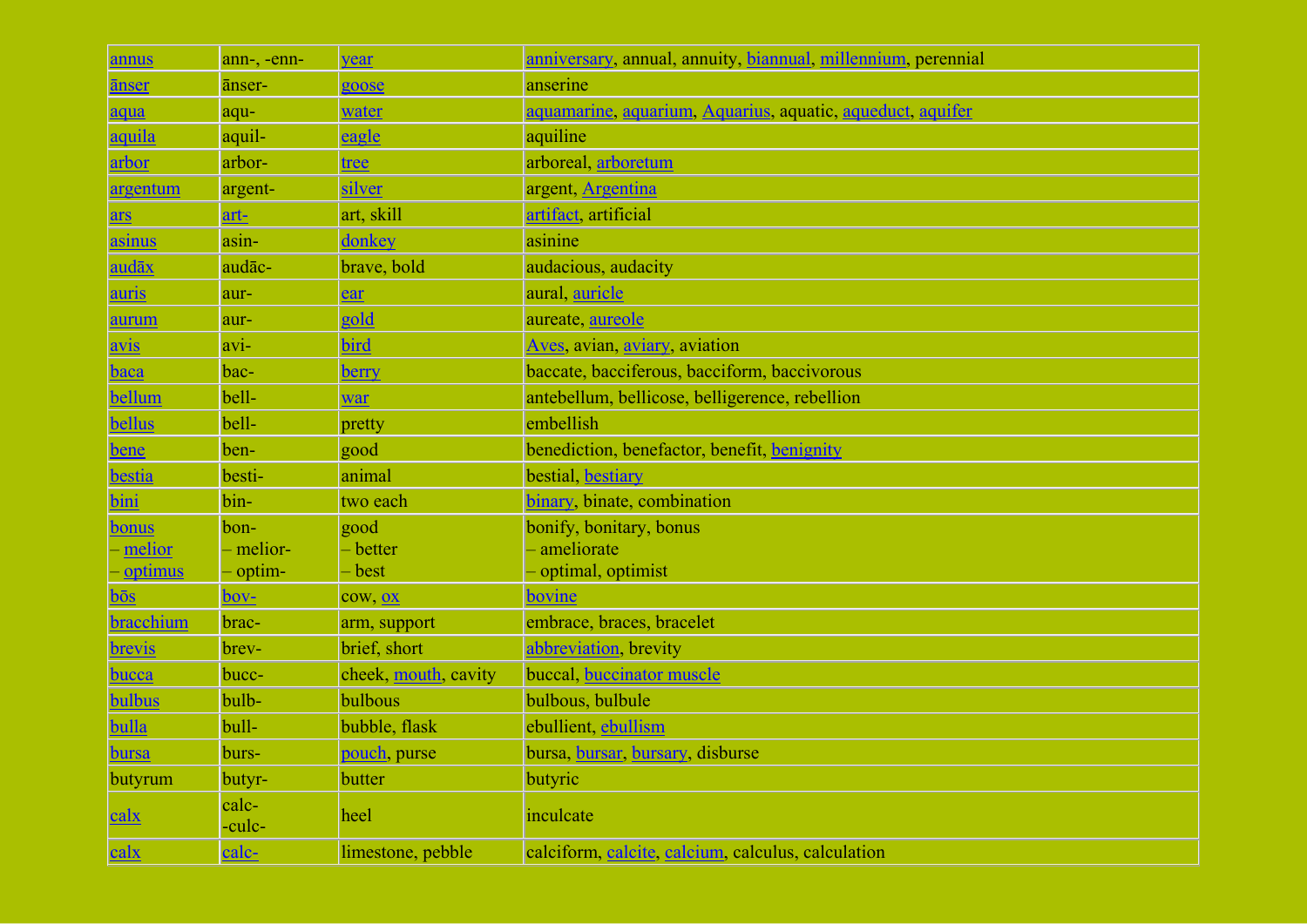| annus | ann-, -enn- | year | anniversary, annual, annuity, biannual, millennium, perennial |
|---|---|---|---|
| ānser | ānser- | goose | anserine |
| aqua | aqu- | water | aquamarine, aquarium, Aquarius, aquatic, aqueduct, aquifer |
| aquila | aquil- | eagle | aquiline |
| arbor | arbor- | tree | arboreal, arboretum |
| argentum | argent- | silver | argent, Argentina |
| ars | art- | art, skill | artifact, artificial |
| asinus | asin- | donkey | asinine |
| audāx | audāc- | brave, bold | audacious, audacity |
| auris | aur- | ear | aural, auricle |
| aurum | aur- | gold | aureate, aureole |
| avis | avi- | bird | Aves, avian, aviary, aviation |
| baca | bac- | berry | baccate, bacciferous, bacciform, baccivorous |
| bellum | bell- | war | antebellum, bellicose, belligerence, rebellion |
| bellus | bell- | pretty | embellish |
| bene | ben- | good | benediction, benefactor, benefit, benignity |
| bestia | besti- | animal | bestial, bestiary |
| bini | bin- | two each | binary, binate, combination |
| bonus<br>– melior<br>– optimus | bon-<br>– melior-<br>– optim- | good<br>– better<br>– best | bonify, bonitary, bonus<br>– ameliorate<br>– optimal, optimist |
| bōs | bov- | cow, ox | bovine |
| bracchium | brac- | arm, support | embrace, braces, bracelet |
| brevis | brev- | brief, short | abbreviation, brevity |
| bucca | bucc- | cheek, mouth, cavity | buccal, buccinator muscle |
| bulbus | bulb- | bulbous | bulbous, bulbule |
| bulla | bull- | bubble, flask | ebullient, ebullism |
| bursa | burs- | pouch, purse | bursa, bursar, bursary, disburse |
| butyrum | butyr- | butter | butyric |
| calx | calc-<br>-culc- | heel | inculcate |
| calx | calc- | limestone, pebble | calciform, calcite, calcium, calculus, calculation |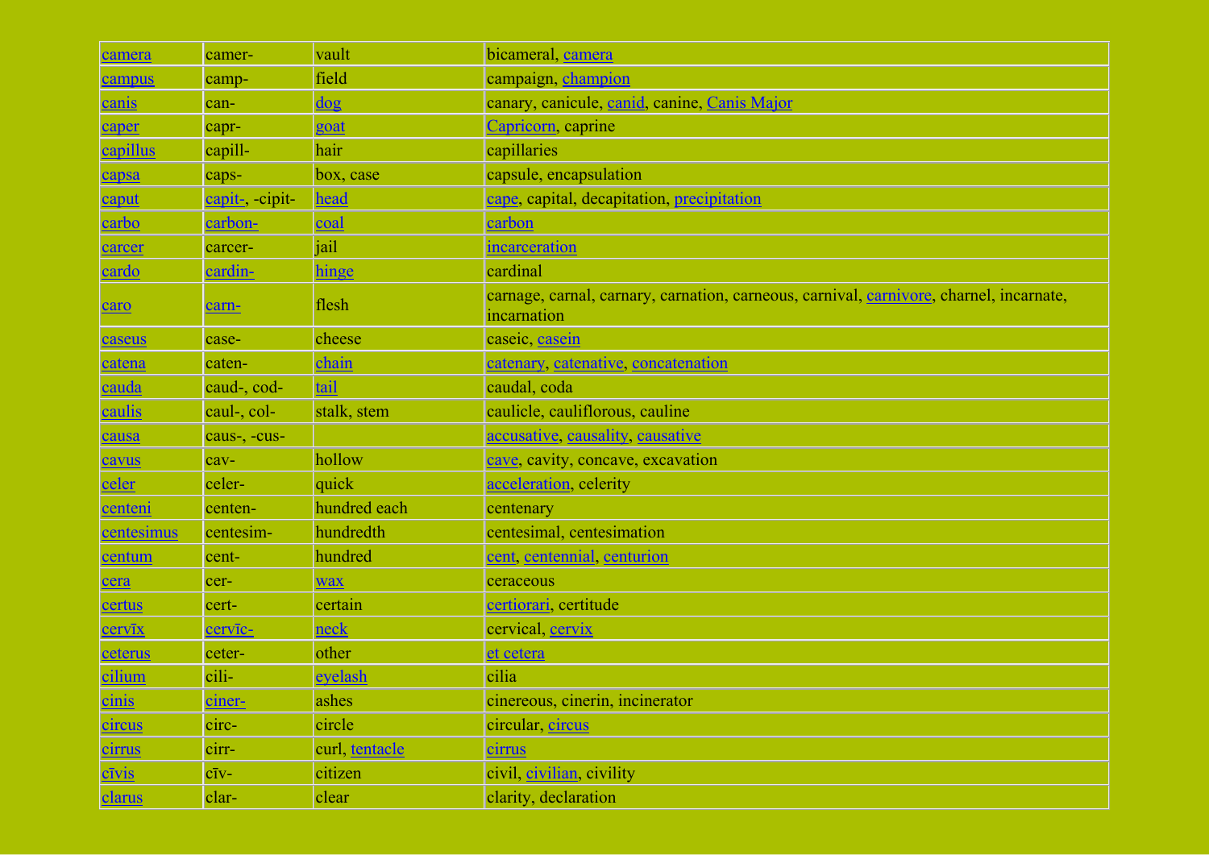| camera | camer- | vault | bicameral, camera |
|---|---|---|---|
| campus | camp- | field | campaign, champion |
| canis | can- | dog | canary, canicule, canid, canine, Canis Major |
| caper | capr- | goat | Capricorn, caprine |
| capillus | capill- | hair | capillaries |
| capsa | caps- | box, case | capsule, encapsulation |
| caput | capit-, -cipit- | head | cape, capital, decapitation, precipitation |
| carbo | carbon- | coal | carbon |
| carcer | carcer- | jail | incarceration |
| cardo | cardin- | hinge | cardinal |
| caro | carn- | flesh | carnage, carnal, carnary, carnation, carneous, carnival, carnivore, charnel, incarnate, incarnation |
| caseus | case- | cheese | caseic, casein |
| catena | caten- | chain | catenary, catenative, concatenation |
| cauda | caud-, cod- | tail | caudal, coda |
| caulis | caul-, col- | stalk, stem | caulicle, cauliflorous, cauline |
| causa | caus-, -cus- | | accusative, causality, causative |
| cavus | cav- | hollow | cave, cavity, concave, excavation |
| celer | celer- | quick | acceleration, celerity |
| centeni | centen- | hundred each | centenary |
| centesimus | centesim- | hundredth | centesimal, centesimation |
| centum | cent- | hundred | cent, centennial, centurion |
| cera | cer- | wax | ceraceous |
| certus | cert- | certain | certiorari, certitude |
| cervīx | cervīc- | neck | cervical, cervix |
| ceterus | ceter- | other | et cetera |
| cilium | cili- | eyelash | cilia |
| cinis | ciner- | ashes | cinereous, cinerin, incinerator |
| circus | circ- | circle | circular, circus |
| cirrus | cirr- | curl, tentacle | cirrus |
| cīvis | cīv- | citizen | civil, civilian, civility |
| clarus | clar- | clear | clarity, declaration |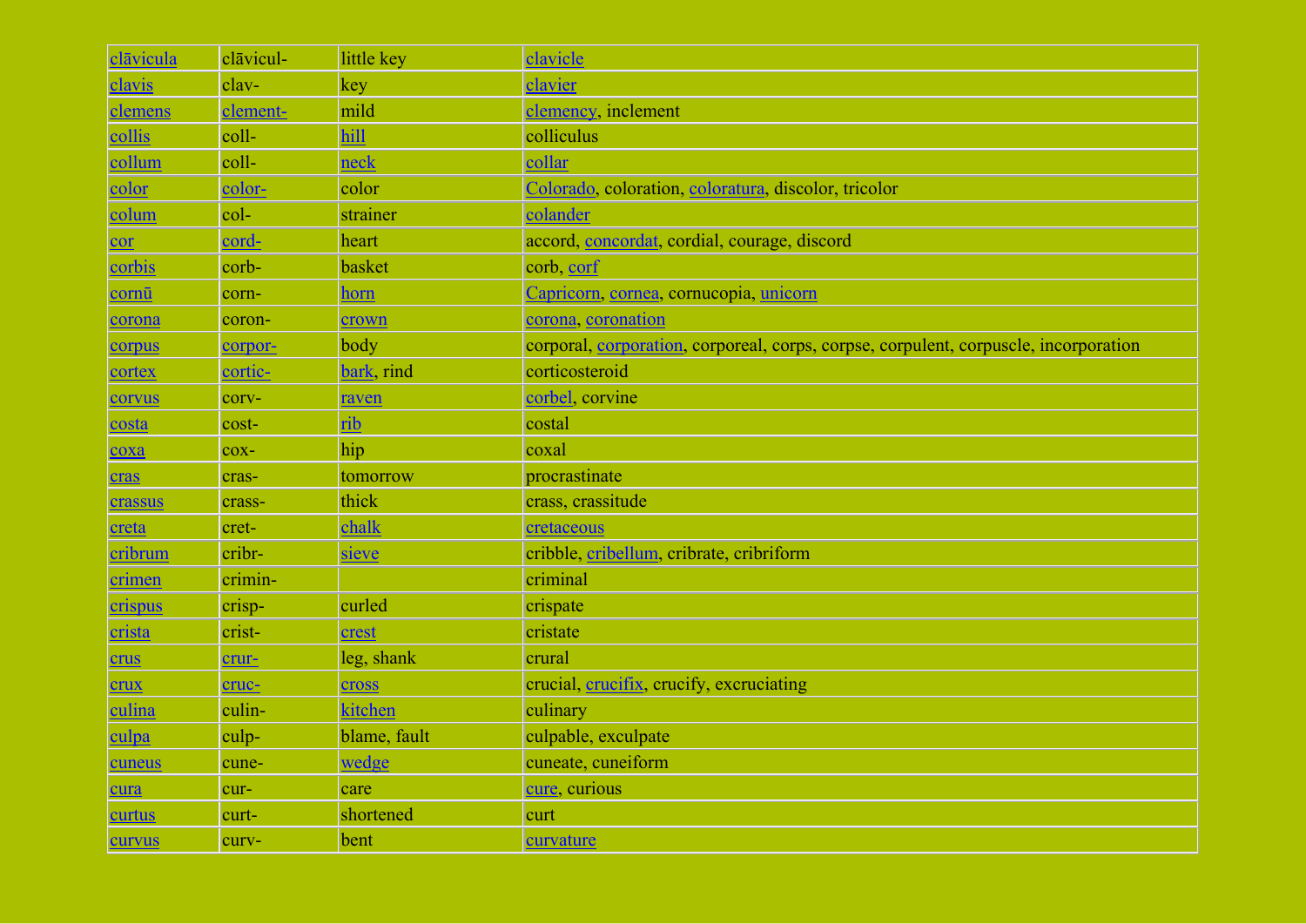| clāvicula | clāvicul- | little key | clavicle |
|---|---|---|---|
| clavis | clav- | key | clavier |
| clemens | clement- | mild | clemency, inclement |
| collis | coll- | hill | colliculus |
| collum | coll- | neck | collar |
| color | color- | color | Colorado, coloration, coloratura, discolor, tricolor |
| colum | col- | strainer | colander |
| cor | cord- | heart | accord, concordat, cordial, courage, discord |
| corbis | corb- | basket | corb, corf |
| cornū | corn- | horn | Capricorn, cornea, cornucopia, unicorn |
| corona | coron- | crown | corona, coronation |
| corpus | corpor- | body | corporal, corporation, corporeal, corps, corpse, corpulent, corpuscle, incorporation |
| cortex | cortic- | bark, rind | corticosteroid |
| corvus | corv- | raven | corbel, corvine |
| costa | cost- | rib | costal |
| coxa | cox- | hip | coxal |
| cras | cras- | tomorrow | procrastinate |
| crassus | crass- | thick | crass, crassitude |
| creta | cret- | chalk | cretaceous |
| cribrum | cribr- | sieve | cribble, cribellum, cribrate, cribriform |
| crimen | crimin- | | criminal |
| crispus | crisp- | curled | crispate |
| crista | crist- | crest | cristate |
| crus | crur- | leg, shank | crural |
| crux | cruc- | cross | crucial, crucifix, crucify, excruciating |
| culina | culin- | kitchen | culinary |
| culpa | culp- | blame, fault | culpable, exculpate |
| cuneus | cune- | wedge | cuneate, cuneiform |
| cura | cur- | care | cure, curious |
| curtus | curt- | shortened | curt |
| curvus | curv- | bent | curvature |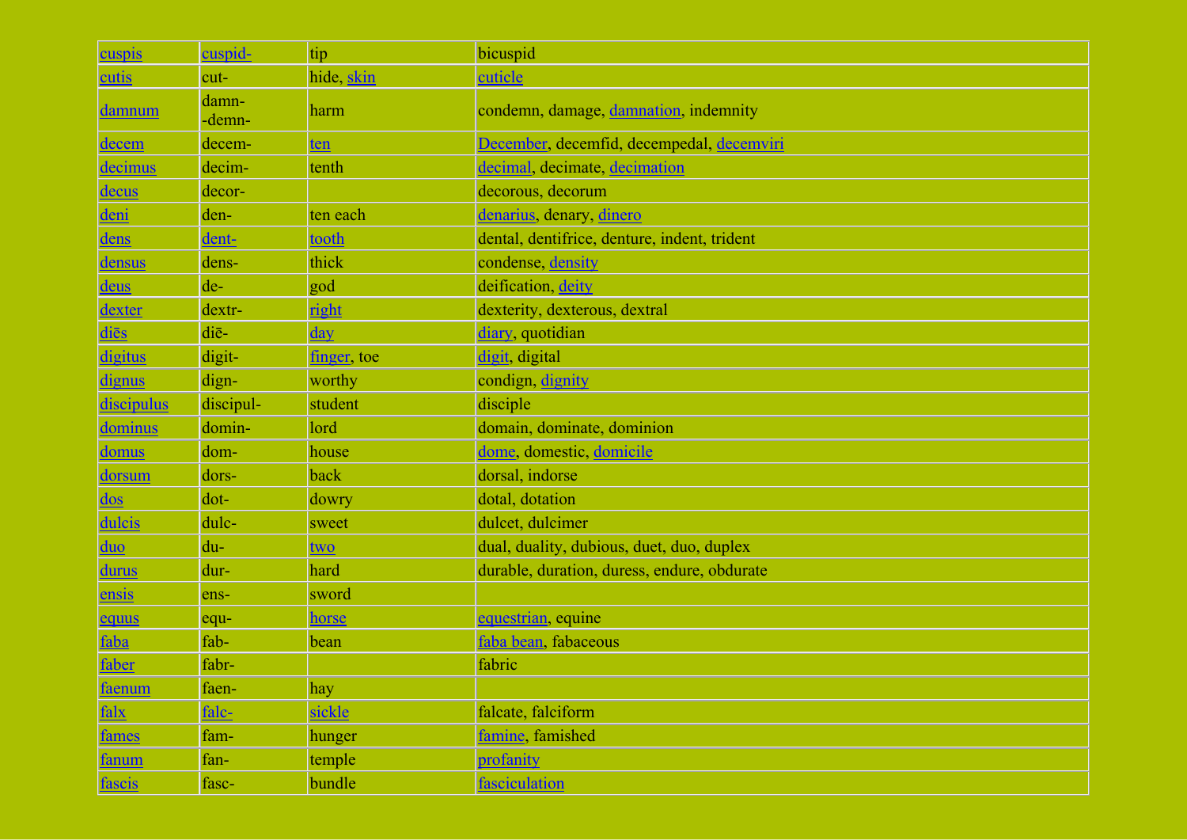| cuspis | cuspid- | tip | bicuspid |
|---|---|---|---|
| cutis | cut- | hide, skin | cuticle |
| damnum | damn-<br>-demn- | harm | condemn, damage, damnation, indemnity |
| decem | decem- | ten | December, decemfid, decempedal, decemviri |
| decimus | decim- | tenth | decimal, decimate, decimation |
| decus | decor- | | decorous, decorum |
| deni | den- | ten each | denarius, denary, dinero |
| dens | dent- | tooth | dental, dentifrice, denture, indent, trident |
| densus | dens- | thick | condense, density |
| deus | de- | god | deification, deity |
| dexter | dextr- | right | dexterity, dexterous, dextral |
| diēs | diē- | day | diary, quotidian |
| digitus | digit- | finger, toe | digit, digital |
| dignus | dign- | worthy | condign, dignity |
| discipulus | discipul- | student | disciple |
| dominus | domin- | lord | domain, dominate, dominion |
| domus | dom- | house | dome, domestic, domicile |
| dorsum | dors- | back | dorsal, indorse |
| dos | dot- | dowry | dotal, dotation |
| dulcis | dulc- | sweet | dulcet, dulcimer |
| duo | du- | two | dual, duality, dubious, duet, duo, duplex |
| durus | dur- | hard | durable, duration, duress, endure, obdurate |
| ensis | ens- | sword | |
| equus | equ- | horse | equestrian, equine |
| faba | fab- | bean | faba bean, fabaceous |
| faber | fabr- | | fabric |
| faenum | faen- | hay | |
| falx | falc- | sickle | falcate, falciform |
| fames | fam- | hunger | famine, famished |
| fanum | fan- | temple | profanity |
| fascis | fasc- | bundle | fasciculation |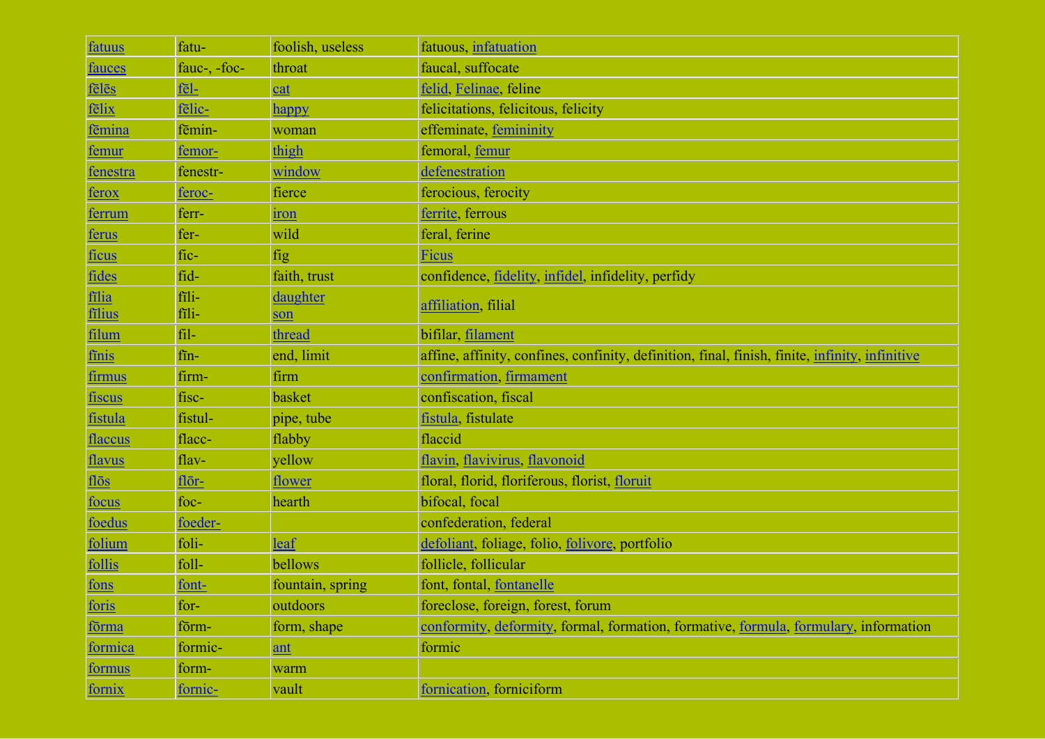| fatuus | fatu- | foolish, useless | fatuous, infatuation |
|---|---|---|---|
| fauces | fauc-, -foc- | throat | faucal, suffocate |
| fēlēs | fēl- | cat | felid, Felinae, feline |
| fēlix | fēlic- | happy | felicitations, felicitous, felicity |
| fēmina | fēmin- | woman | effeminate, femininity |
| femur | femor- | thigh | femoral, femur |
| fenestra | fenestr- | window | defenestration |
| ferox | feroc- | fierce | ferocious, ferocity |
| ferrum | ferr- | iron | ferrite, ferrous |
| ferus | fer- | wild | feral, ferine |
| ficus | fic- | fig | Ficus |
| fides | fid- | faith, trust | confidence, fidelity, infidel, infidelity, perfidy |
| fīlia<br>fīlius | fīli-<br>fīli- | daughter<br>son | affiliation, filial |
| filum | fil- | thread | bifilar, filament |
| finis | fīn- | end, limit | affine, affinity, confines, confinity, definition, final, finish, finite, infinity, infinitive |
| firmus | firm- | firm | confirmation, firmament |
| fiscus | fisc- | basket | confiscation, fiscal |
| fistula | fistul- | pipe, tube | fistula, fistulate |
| flaccus | flacc- | flabby | flaccid |
| flavus | flav- | yellow | flavin, flavivirus, flavonoid |
| flōs | flōr- | flower | floral, florid, floriferous, florist, floruit |
| focus | foc- | hearth | bifocal, focal |
| foedus | foeder- | | confederation, federal |
| folium | foli- | leaf | defoliant, foliage, folio, folivore, portfolio |
| follis | foll- | bellows | follicle, follicular |
| fons | font- | fountain, spring | font, fontal, fontanelle |
| foris | for- | outdoors | foreclose, foreign, forest, forum |
| fōrma | fōrm- | form, shape | conformity, deformity, formal, formation, formative, formula, formulary, information |
| formica | formic- | ant | formic |
| formus | form- | warm | |
| fornix | fornic- | vault | fornication, forniciform |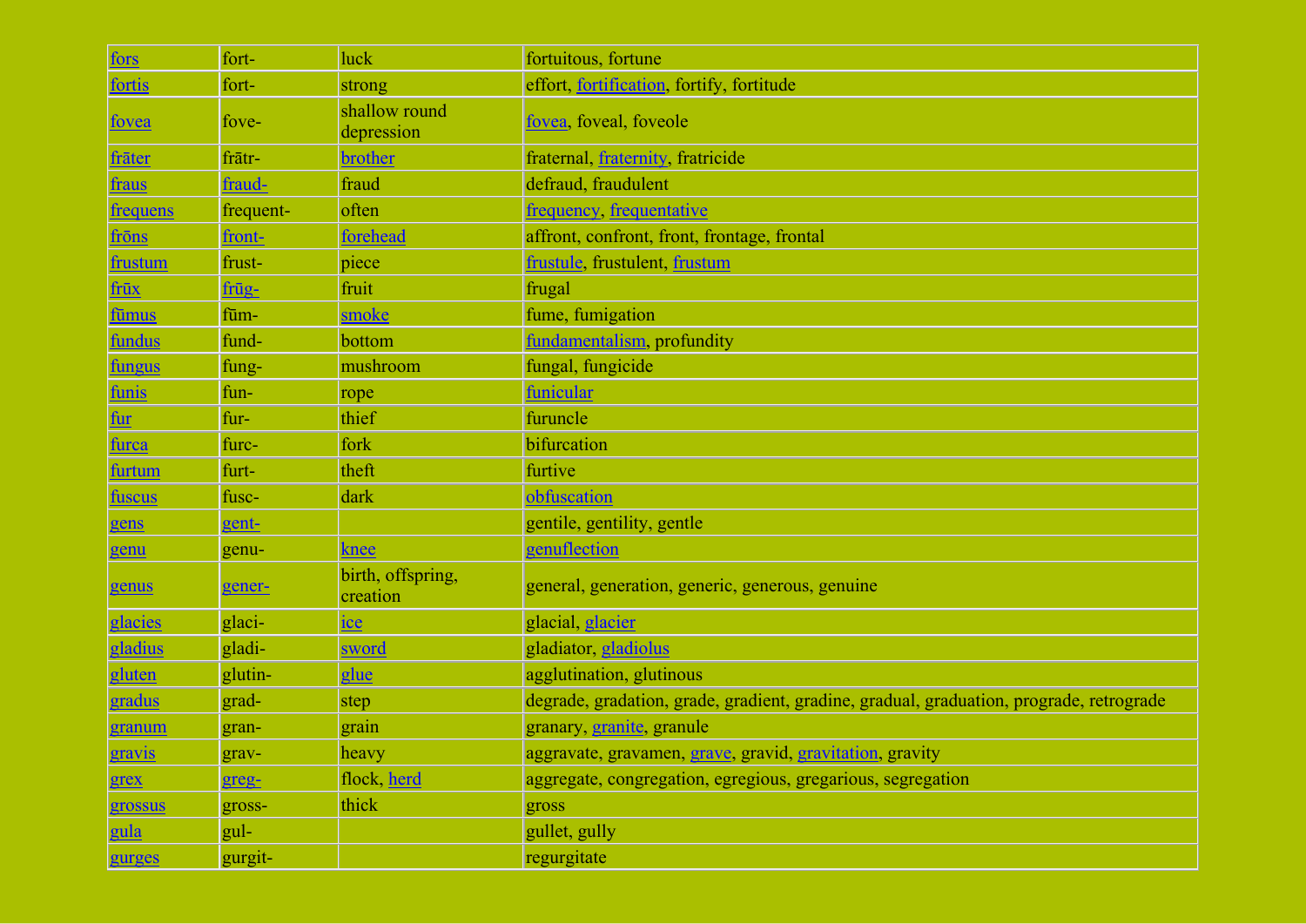| fors | fort- | luck | fortuitous, fortune |
|---|---|---|---|
| fortis | fort- | strong | effort, fortification, fortify, fortitude |
| fovea | fove- | shallow round depression | fovea, foveal, foveole |
| frāter | frātr- | brother | fraternal, fraternity, fratricide |
| fraus | fraud- | fraud | defraud, fraudulent |
| frequens | frequent- | often | frequency, frequentative |
| frōns | front- | forehead | affront, confront, front, frontage, frontal |
| frustum | frust- | piece | frustule, frustulent, frustum |
| frūx | frūg- | fruit | frugal |
| fūmus | fūm- | smoke | fume, fumigation |
| fundus | fund- | bottom | fundamentalism, profundity |
| fungus | fung- | mushroom | fungal, fungicide |
| funis | fun- | rope | funicular |
| fur | fur- | thief | furuncle |
| furca | furc- | fork | bifurcation |
| furtum | furt- | theft | furtive |
| fuscus | fusc- | dark | obfuscation |
| gens | gent- | | gentile, gentility, gentle |
| genu | genu- | knee | genuflection |
| genus | gener- | birth, offspring, creation | general, generation, generic, generous, genuine |
| glacies | glaci- | ice | glacial, glacier |
| gladius | gladi- | sword | gladiator, gladiolus |
| gluten | glutin- | glue | agglutination, glutinous |
| gradus | grad- | step | degrade, gradation, grade, gradient, gradine, gradual, graduation, prograde, retrograde |
| granum | gran- | grain | granary, granite, granule |
| gravis | grav- | heavy | aggravate, gravamen, grave, gravid, gravitation, gravity |
| grex | greg- | flock, herd | aggregate, congregation, egregious, gregarious, segregation |
| grossus | gross- | thick | gross |
| gula | gul- | | gullet, gully |
| gurges | gurgit- | | regurgitate |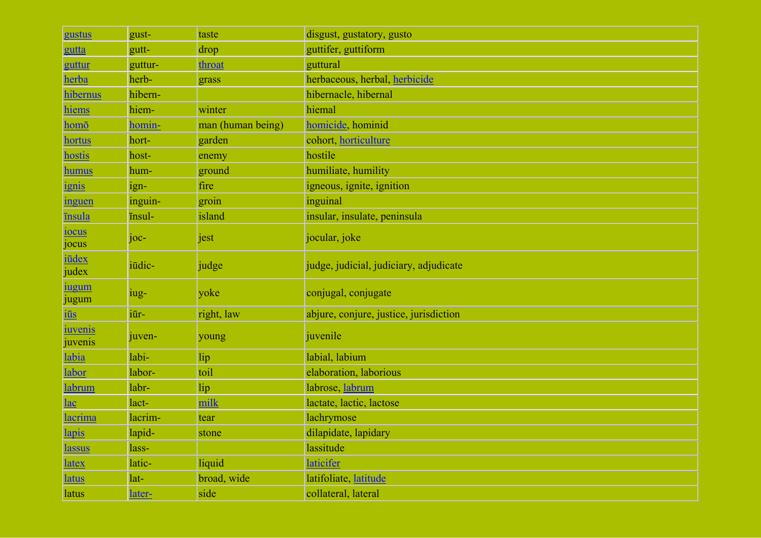| gustus | gust- | taste | disgust, gustatory, gusto |
|---|---|---|---|
| gutta | gutt- | drop | guttifer, guttiform |
| guttur | guttur- | throat | guttural |
| herba | herb- | grass | herbaceous, herbal, herbicide |
| hibernus | hibern- | | hibernacle, hibernal |
| hiems | hiem- | winter | hiemal |
| homō | homin- | man (human being) | homicide, hominid |
| hortus | hort- | garden | cohort, horticulture |
| hostis | host- | enemy | hostile |
| humus | hum- | ground | humiliate, humility |
| ignis | ign- | fire | igneous, ignite, ignition |
| inguen | inguin- | groin | inguinal |
| īnsula | īnsul- | island | insular, insulate, peninsula |
| iocus jocus | joc- | jest | jocular, joke |
| iūdex judex | iūdic- | judge | judge, judicial, judiciary, adjudicate |
| iugum jugum | iug- | yoke | conjugal, conjugate |
| iūs | iūr- | right, law | abjure, conjure, justice, jurisdiction |
| iuvenis juvenis | juven- | young | juvenile |
| labia | labi- | lip | labial, labium |
| labor | labor- | toil | elaboration, laborious |
| labrum | labr- | lip | labrose, labrum |
| lac | lact- | milk | lactate, lactic, lactose |
| lacrima | lacrim- | tear | lachrymose |
| lapis | lapid- | stone | dilapidate, lapidary |
| lassus | lass- | | lassitude |
| latex | latic- | liquid | laticifer |
| latus | lat- | broad, wide | latifoliate, latitude |
| latus | later- | side | collateral, lateral |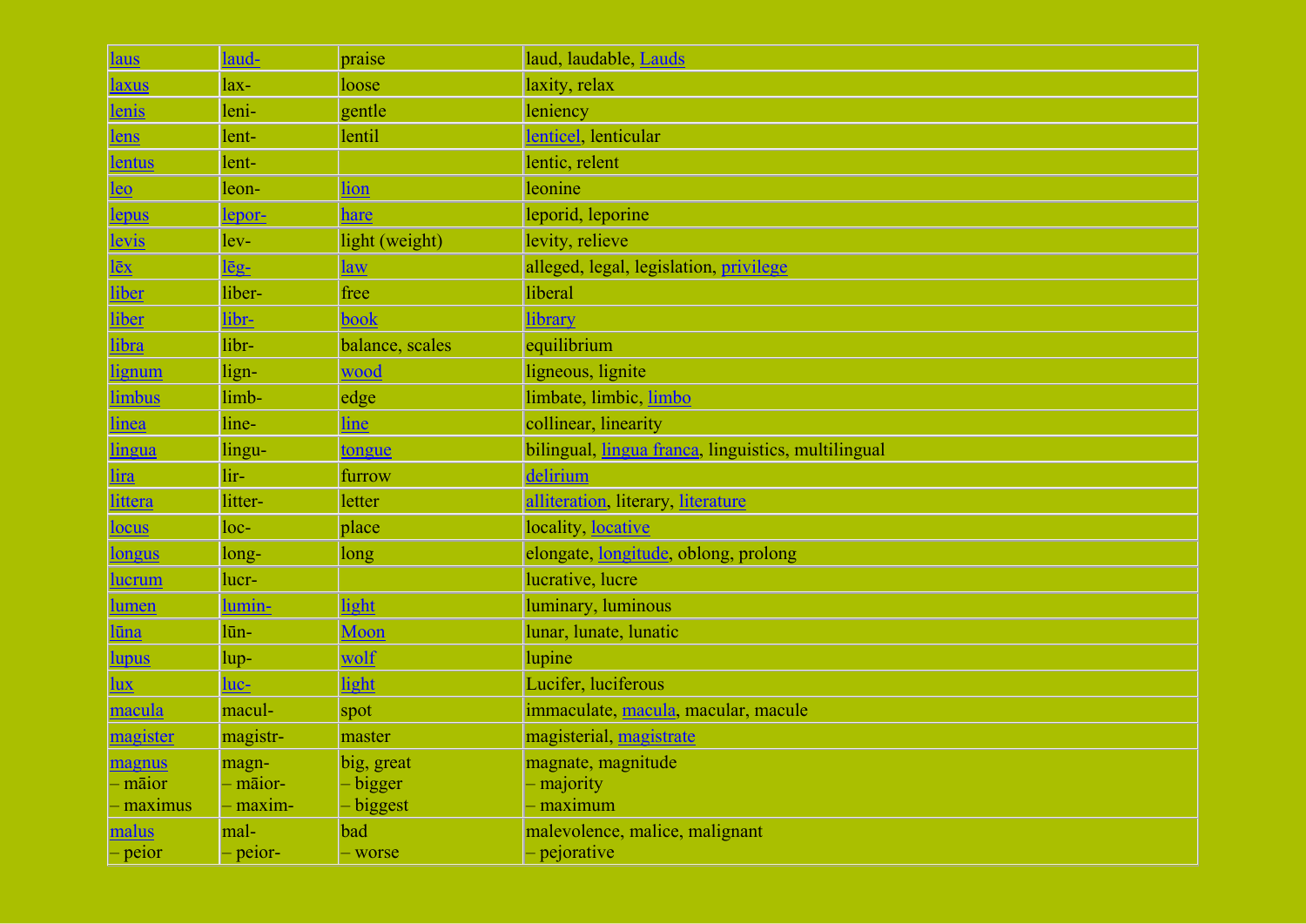| laus | laud- | praise | laud, laudable, Lauds |
|---|---|---|---|
| laxus | lax- | loose | laxity, relax |
| lenis | leni- | gentle | leniency |
| lens | lent- | lentil | lenticel, lenticular |
| lentus | lent- | | lentic, relent |
| leo | leon- | lion | leonine |
| lepus | lepor- | hare | leporid, leporine |
| levis | lev- | light (weight) | levity, relieve |
| lēx | lēg- | law | alleged, legal, legislation, privilege |
| liber | liber- | free | liberal |
| liber | libr- | book | library |
| libra | libr- | balance, scales | equilibrium |
| lignum | lign- | wood | ligneous, lignite |
| limbus | limb- | edge | limbate, limbic, limbo |
| linea | line- | line | collinear, linearity |
| lingua | lingu- | tongue | bilingual, lingua franca, linguistics, multilingual |
| lira | lir- | furrow | delirium |
| littera | litter- | letter | alliteration, literary, literature |
| locus | loc- | place | locality, locative |
| longus | long- | long | elongate, longitude, oblong, prolong |
| lucrum | lucr- | | lucrative, lucre |
| lumen | lumin- | light | luminary, luminous |
| lūna | lūn- | Moon | lunar, lunate, lunatic |
| lupus | lup- | wolf | lupine |
| lux | luc- | light | Lucifer, luciferous |
| macula | macul- | spot | immaculate, macula, macular, macule |
| magister | magistr- | master | magisterial, magistrate |
| magnus<br>– māior<br>– maximus | magn-<br>– māior-<br>– maxim- | big, great<br>– bigger<br>– biggest | magnate, magnitude<br>– majority<br>– maximum |
| malus<br>– peior | mal-<br>– peior- | bad<br>– worse | malevolence, malice, malignant<br>– pejorative |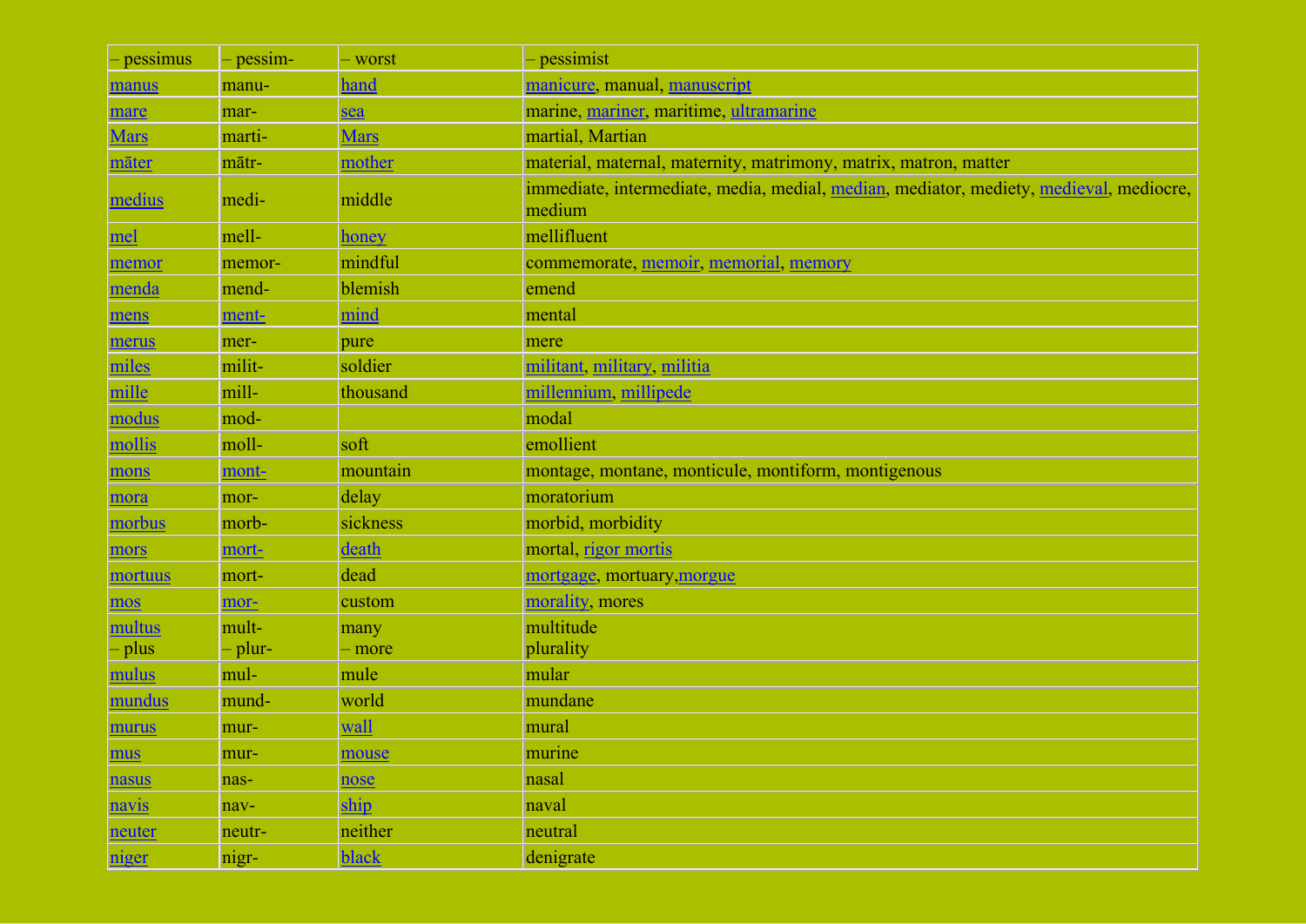| – pessimus | – pessim- | – worst | – pessimist |
|---|---|---|---|
| manus | manu- | hand | manicure, manual, manuscript |
| mare | mar- | sea | marine, mariner, maritime, ultramarine |
| Mars | marti- | Mars | martial, Martian |
| māter | mātr- | mother | material, maternal, maternity, matrimony, matrix, matron, matter |
| medius | medi- | middle | immediate, intermediate, media, medial, median, mediator, mediety, medieval, mediocre, medium |
| mel | mell- | honey | mellifluent |
| memor | memor- | mindful | commemorate, memoir, memorial, memory |
| menda | mend- | blemish | emend |
| mens | ment- | mind | mental |
| merus | mer- | pure | mere |
| miles | milit- | soldier | militant, military, militia |
| mille | mill- | thousand | millennium, millipede |
| modus | mod- | | modal |
| mollis | moll- | soft | emollient |
| mons | mont- | mountain | montage, montane, monticule, montiform, montigenous |
| mora | mor- | delay | moratorium |
| morbus | morb- | sickness | morbid, morbidity |
| mors | mort- | death | mortal, rigor mortis |
| mortuus | mort- | dead | mortgage, mortuary,morgue |
| mos | mor- | custom | morality, mores |
| multus<br>– plus | mult-<br>– plur- | many<br>– more | multitude<br>plurality |
| mulus | mul- | mule | mular |
| mundus | mund- | world | mundane |
| murus | mur- | wall | mural |
| mus | mur- | mouse | murine |
| nasus | nas- | nose | nasal |
| navis | nav- | ship | naval |
| neuter | neutr- | neither | neutral |
| niger | nigr- | black | denigrate |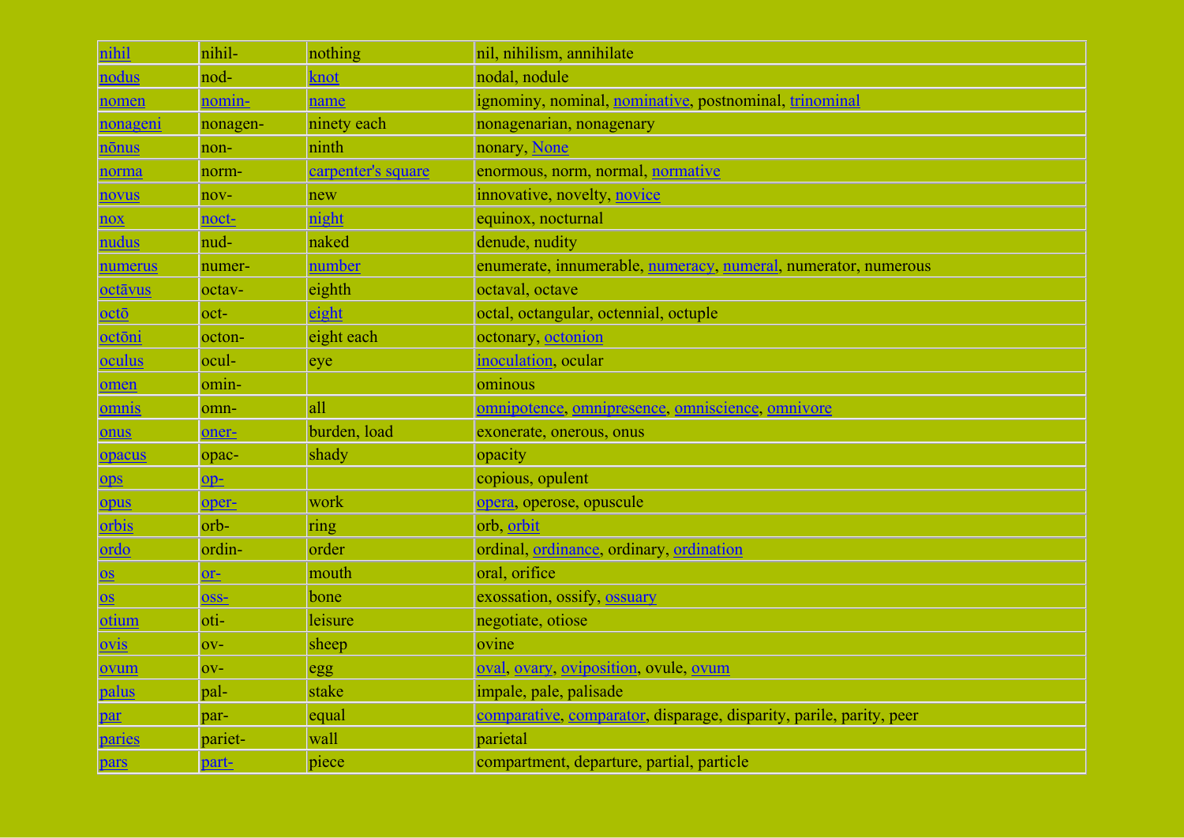| nihil | nihil- | nothing | nil, nihilism, annihilate |
|---|---|---|---|
| nodus | nod- | knot | nodal, nodule |
| nomen | nomin- | name | ignominy, nominal, nominative, postnominal, trinominal |
| nonageni | nonagen- | ninety each | nonagenarian, nonagenary |
| nōnus | non- | ninth | nonary, None |
| norma | norm- | carpenter's square | enormous, norm, normal, normative |
| novus | nov- | new | innovative, novelty, novice |
| nox | noct- | night | equinox, nocturnal |
| nudus | nud- | naked | denude, nudity |
| numerus | numer- | number | enumerate, innumerable, numeracy, numeral, numerator, numerous |
| octāvus | octav- | eighth | octaval, octave |
| octō | oct- | eight | octal, octangular, octennial, octuple |
| octōni | octon- | eight each | octonary, octonion |
| oculus | ocul- | eye | inoculation, ocular |
| omen | omin- | | ominous |
| omnis | omn- | all | omnipotence, omnipresence, omniscience, omnivore |
| onus | oner- | burden, load | exonerate, onerous, onus |
| opacus | opac- | shady | opacity |
| ops | op- | | copious, opulent |
| opus | oper- | work | opera, operose, opuscule |
| orbis | orb- | ring | orb, orbit |
| ordo | ordin- | order | ordinal, ordinance, ordinary, ordination |
| os | or- | mouth | oral, orifice |
| os | oss- | bone | exossation, ossify, ossuary |
| otium | oti- | leisure | negotiate, otiose |
| ovis | ov- | sheep | ovine |
| ovum | ov- | egg | oval, ovary, oviposition, ovule, ovum |
| palus | pal- | stake | impale, pale, palisade |
| par | par- | equal | comparative, comparator, disparage, disparity, parile, parity, peer |
| paries | pariet- | wall | parietal |
| pars | part- | piece | compartment, departure, partial, particle |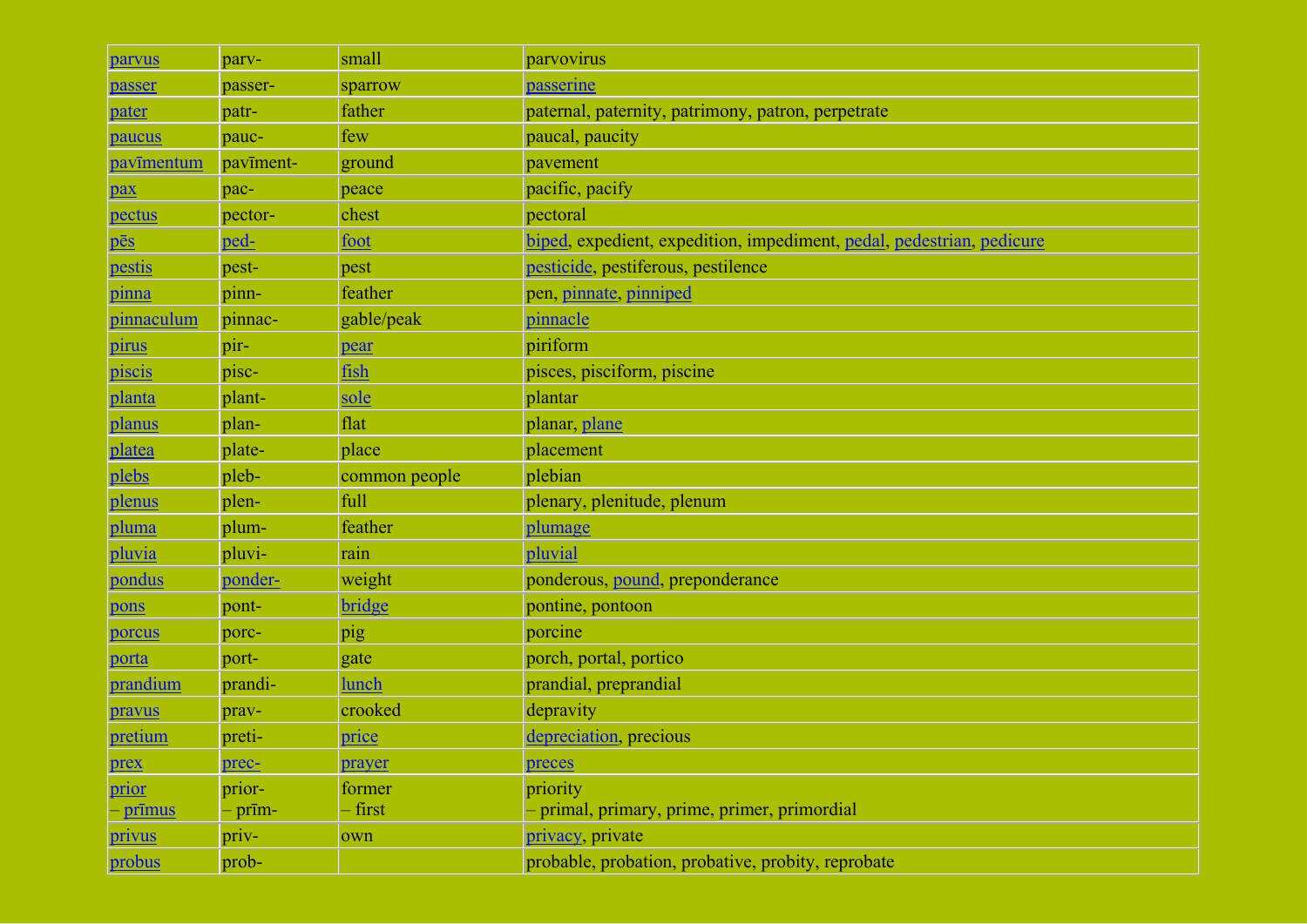| parvus | parv- | small | parvovirus |
|---|---|---|---|
| passer | passer- | sparrow | passerine |
| pater | patr- | father | paternal, paternity, patrimony, patron, perpetrate |
| paucus | pauc- | few | paucal, paucity |
| pavīmentum | pavīment- | ground | pavement |
| pax | pac- | peace | pacific, pacify |
| pectus | pector- | chest | pectoral |
| pēs | ped- | foot | biped, expedient, expedition, impediment, pedal, pedestrian, pedicure |
| pestis | pest- | pest | pesticide, pestiferous, pestilence |
| pinna | pinn- | feather | pen, pinnate, pinniped |
| pinnaculum | pinnac- | gable/peak | pinnacle |
| pirus | pir- | pear | piriform |
| piscis | pisc- | fish | pisces, pisciform, piscine |
| planta | plant- | sole | plantar |
| planus | plan- | flat | planar, plane |
| platea | plate- | place | placement |
| plebs | pleb- | common people | plebian |
| plenus | plen- | full | plenary, plenitude, plenum |
| pluma | plum- | feather | plumage |
| pluvia | pluvi- | rain | pluvial |
| pondus | ponder- | weight | ponderous, pound, preponderance |
| pons | pont- | bridge | pontine, pontoon |
| porcus | porc- | pig | porcine |
| porta | port- | gate | porch, portal, portico |
| prandium | prandi- | lunch | prandial, preprandial |
| pravus | prav- | crooked | depravity |
| pretium | preti- | price | depreciation, precious |
| prex | prec- | prayer | preces |
| prior<br>– prīmus | prior-<br>– prīm- | former<br>– first | priority<br>– primal, primary, prime, primer, primordial |
| privus | priv- | own | privacy, private |
| probus | prob- | | probable, probation, probative, probity, reprobate |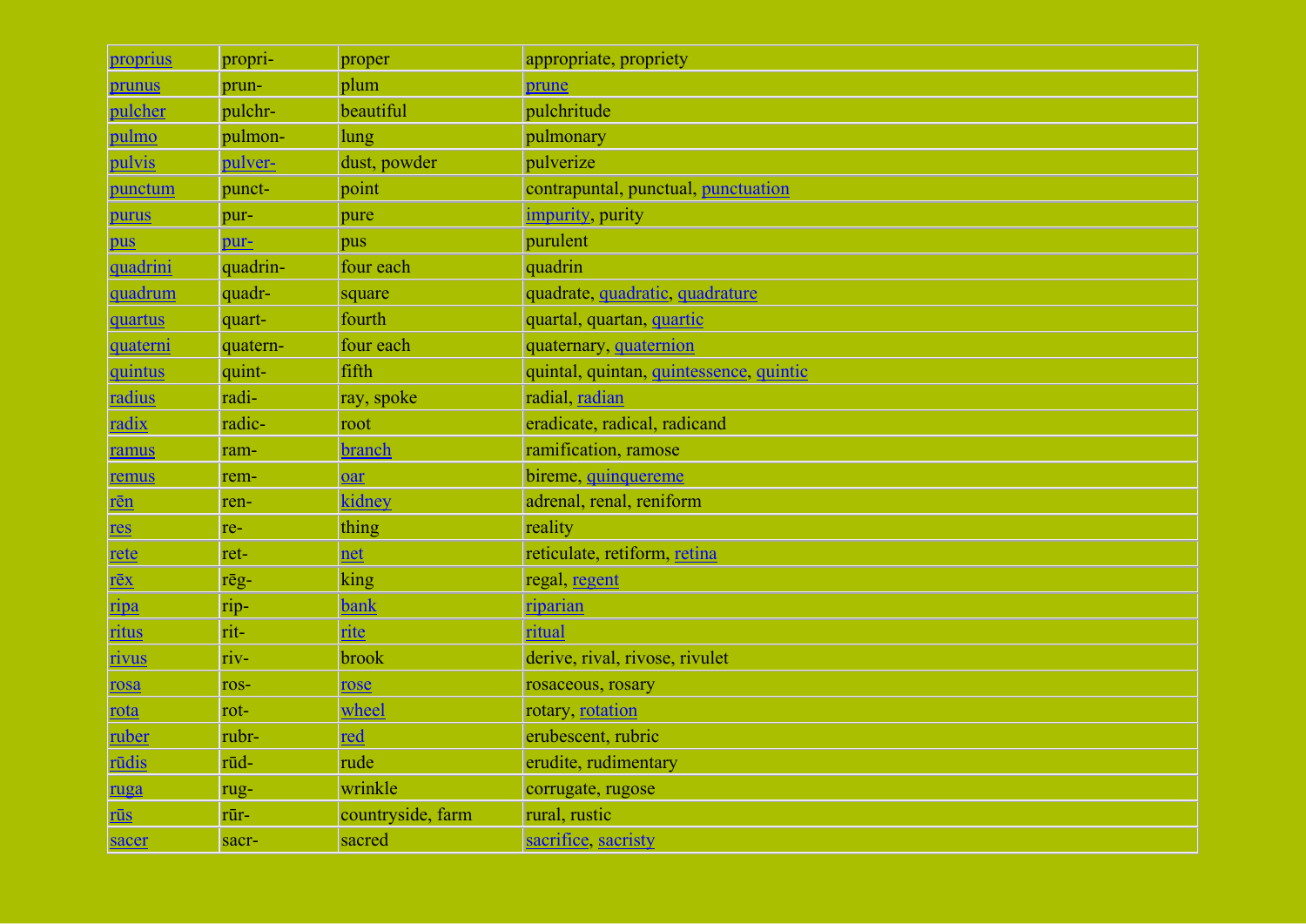| proprius | propri- | proper | appropriate, propriety |
|---|---|---|---|
| prunus | prun- | plum | prune |
| pulcher | pulchr- | beautiful | pulchritude |
| pulmo | pulmon- | lung | pulmonary |
| pulvis | pulver- | dust, powder | pulverize |
| punctum | punct- | point | contrapuntal, punctual, punctuation |
| purus | pur- | pure | impurity, purity |
| pus | pur- | pus | purulent |
| quadrini | quadrin- | four each | quadrin |
| quadrum | quadr- | square | quadrate, quadratic, quadrature |
| quartus | quart- | fourth | quartal, quartan, quartic |
| quaterni | quatern- | four each | quaternary, quaternion |
| quintus | quint- | fifth | quintal, quintan, quintessence, quintic |
| radius | radi- | ray, spoke | radial, radian |
| radix | radic- | root | eradicate, radical, radicand |
| ramus | ram- | branch | ramification, ramose |
| remus | rem- | oar | bireme, quinquereme |
| rēn | ren- | kidney | adrenal, renal, reniform |
| res | re- | thing | reality |
| rete | ret- | net | reticulate, retiform, retina |
| rēx | rēg- | king | regal, regent |
| ripa | rip- | bank | riparian |
| ritus | rit- | rite | ritual |
| rivus | riv- | brook | derive, rival, rivose, rivulet |
| rosa | ros- | rose | rosaceous, rosary |
| rota | rot- | wheel | rotary, rotation |
| ruber | rubr- | red | erubescent, rubric |
| rūdis | rūd- | rude | erudite, rudimentary |
| ruga | rug- | wrinkle | corrugate, rugose |
| rūs | rūr- | countryside, farm | rural, rustic |
| sacer | sacr- | sacred | sacrifice, sacristy |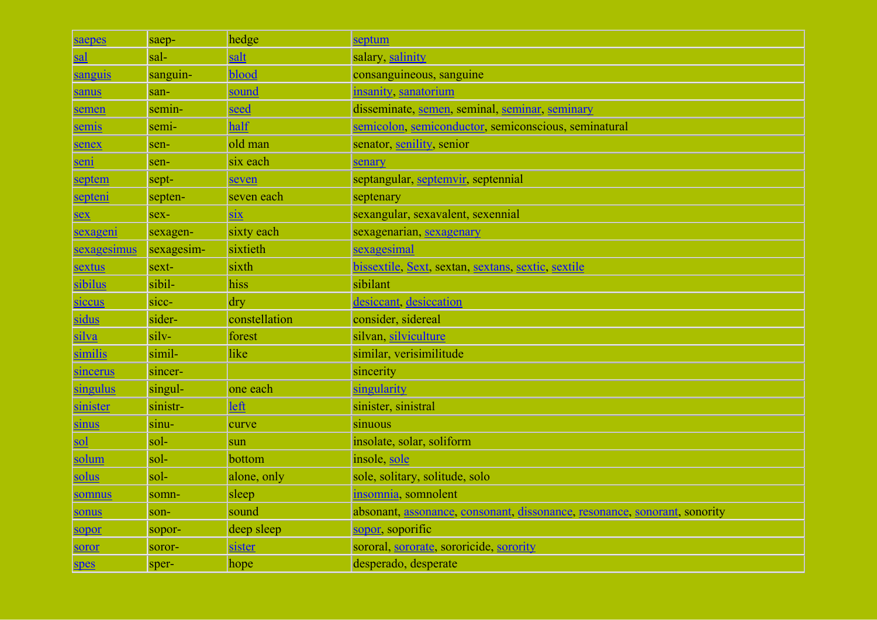| saepes | saep- | hedge | septum |
|---|---|---|---|
| sal | sal- | salt | salary, salinity |
| sanguis | sanguin- | blood | consanguineous, sanguine |
| sanus | san- | sound | insanity, sanatorium |
| semen | semin- | seed | disseminate, semen, seminal, seminar, seminary |
| semis | semi- | half | semicolon, semiconductor, semiconscious, seminatural |
| senex | sen- | old man | senator, senility, senior |
| seni | sen- | six each | senary |
| septem | sept- | seven | septangular, septemvir, septennial |
| septeni | septen- | seven each | septenary |
| sex | sex- | six | sexangular, sexavalent, sexennial |
| sexageni | sexagen- | sixty each | sexagenarian, sexagenary |
| sexagesimus | sexagesim- | sixtieth | sexagesimal |
| sextus | sext- | sixth | bissextile, Sext, sextan, sextans, sextic, sextile |
| sibilus | sibil- | hiss | sibilant |
| siccus | sicc- | dry | desiccant, desiccation |
| sidus | sider- | constellation | consider, sidereal |
| silva | silv- | forest | silvan, silviculture |
| similis | simil- | like | similar, verisimilitude |
| sincerus | sincer- | | sincerity |
| singulus | singul- | one each | singularity |
| sinister | sinistr- | left | sinister, sinistral |
| sinus | sinu- | curve | sinuous |
| sol | sol- | sun | insolate, solar, soliform |
| solum | sol- | bottom | insole, sole |
| solus | sol- | alone, only | sole, solitary, solitude, solo |
| somnus | somn- | sleep | insomnia, somnolent |
| sonus | son- | sound | absonant, assonance, consonant, dissonance, resonance, sonorant, sonority |
| sopor | sopor- | deep sleep | sopor, soporific |
| soror | soror- | sister | sororal, sororate, sororicide, sorority |
| spes | sper- | hope | desperado, desperate |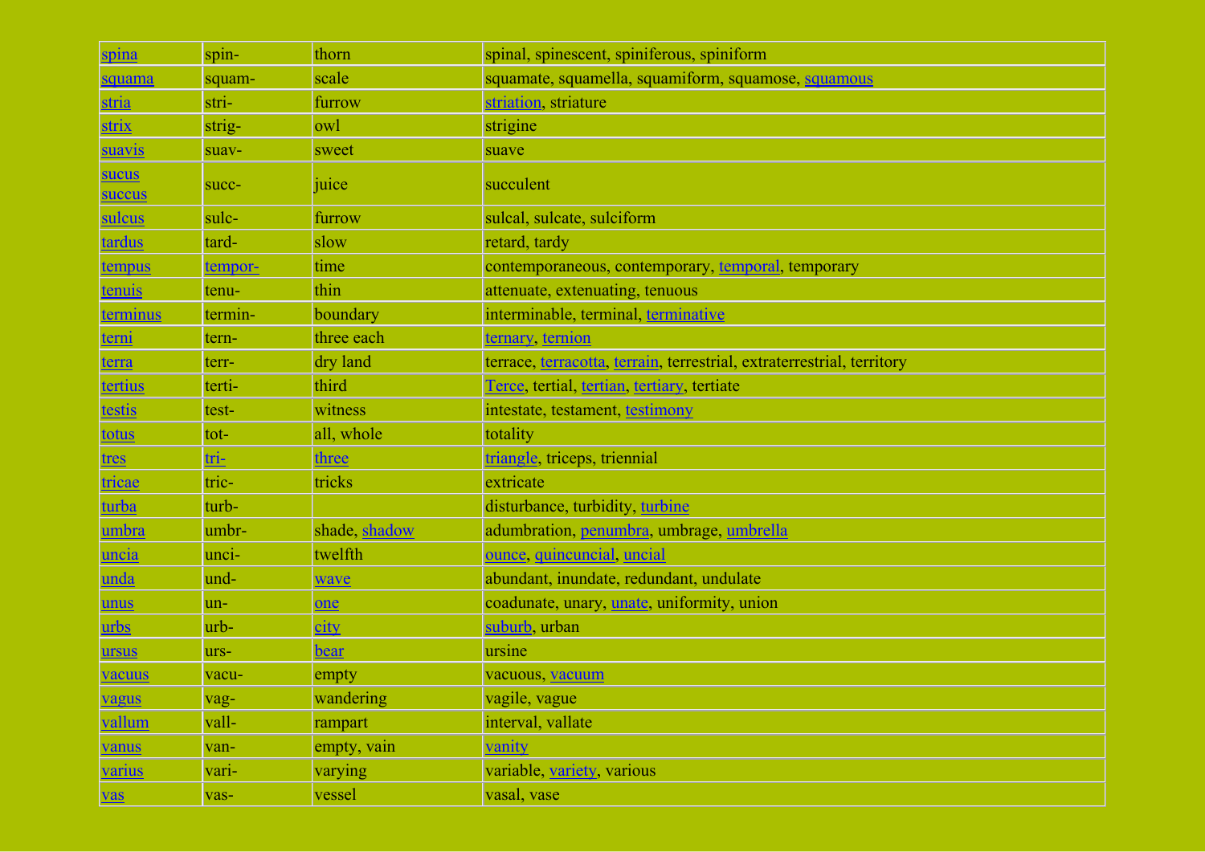| spina | spin- | thorn | spinal, spinescent, spiniferous, spiniform |
|---|---|---|---|
| squama | squam- | scale | squamate, squamella, squamiform, squamose, squamous |
| stria | stri- | furrow | striation, striature |
| strix | strig- | owl | strigine |
| suavis | suav- | sweet | suave |
| sucus succus | succ- | juice | succulent |
| sulcus | sulc- | furrow | sulcal, sulcate, sulciform |
| tardus | tard- | slow | retard, tardy |
| tempus | tempor- | time | contemporaneous, contemporary, temporal, temporary |
| tenuis | tenu- | thin | attenuate, extenuating, tenuous |
| terminus | termin- | boundary | interminable, terminal, terminative |
| terni | tern- | three each | ternary, ternion |
| terra | terr- | dry land | terrace, terracotta, terrain, terrestrial, extraterrestrial, territory |
| tertius | terti- | third | Terce, tertial, tertian, tertiary, tertiate |
| testis | test- | witness | intestate, testament, testimony |
| totus | tot- | all, whole | totality |
| tres | tri- | three | triangle, triceps, triennial |
| tricae | tric- | tricks | extricate |
| turba | turb- | | disturbance, turbidity, turbine |
| umbra | umbr- | shade, shadow | adumbration, penumbra, umbrage, umbrella |
| uncia | unci- | twelfth | ounce, quincuncial, uncial |
| unda | und- | wave | abundant, inundate, redundant, undulate |
| unus | un- | one | coadunate, unary, unate, uniformity, union |
| urbs | urb- | city | suburb, urban |
| ursus | urs- | bear | ursine |
| vacuus | vacu- | empty | vacuous, vacuum |
| vagus | vag- | wandering | vagile, vague |
| vallum | vall- | rampart | interval, vallate |
| vanus | van- | empty, vain | vanity |
| varius | vari- | varying | variable, variety, various |
| vas | vas- | vessel | vasal, vase |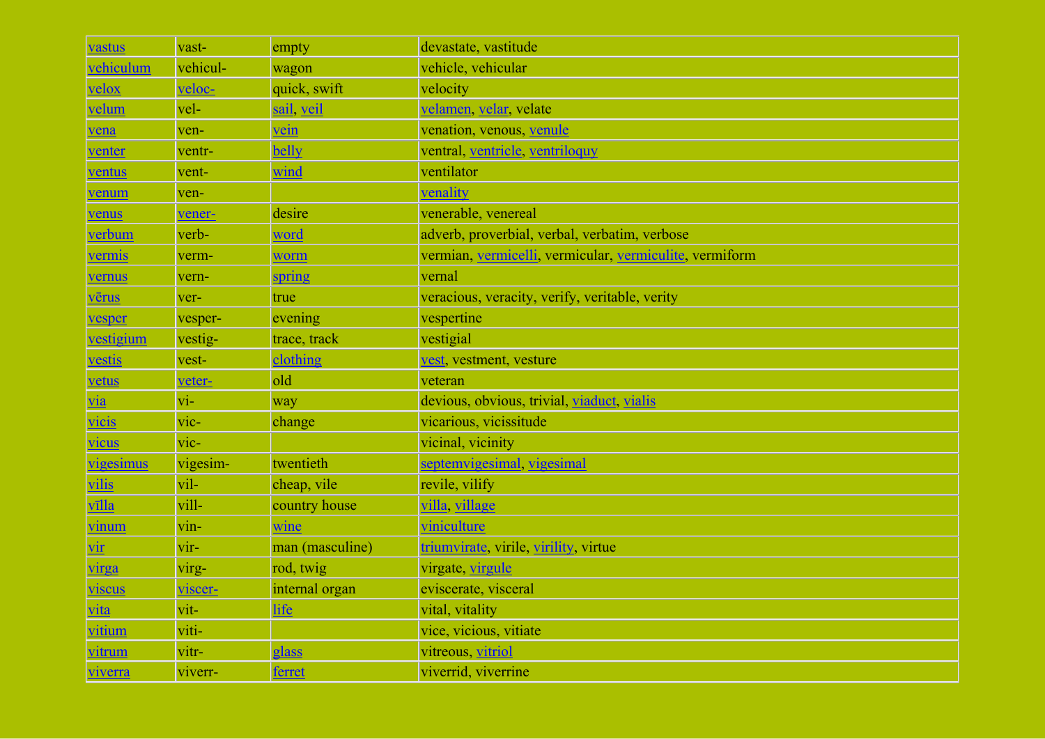| vastus | vast- | empty | devastate, vastitude |
|---|---|---|---|
| vehiculum | vehicul- | wagon | vehicle, vehicular |
| velox | veloc- | quick, swift | velocity |
| velum | vel- | sail, veil | velamen, velar, velate |
| vena | ven- | vein | venation, venous, venule |
| venter | ventr- | belly | ventral, ventricle, ventriloquy |
| ventus | vent- | wind | ventilator |
| venum | ven- | | venality |
| venus | vener- | desire | venerable, venereal |
| verbum | verb- | word | adverb, proverbial, verbal, verbatim, verbose |
| vermis | verm- | worm | vermian, vermicelli, vermicular, vermiculite, vermiform |
| vernus | vern- | spring | vernal |
| vērus | ver- | true | veracious, veracity, verify, veritable, verity |
| vesper | vesper- | evening | vespertine |
| vestigium | vestig- | trace, track | vestigial |
| vestis | vest- | clothing | vest, vestment, vesture |
| vetus | veter- | old | veteran |
| via | vi- | way | devious, obvious, trivial, viaduct, vialis |
| vicis | vic- | change | vicarious, vicissitude |
| vicus | vic- | | vicinal, vicinity |
| vigesimus | vigesim- | twentieth | septemvigesimal, vigesimal |
| vilis | vil- | cheap, vile | revile, vilify |
| vīlla | vill- | country house | villa, village |
| vinum | vin- | wine | viniculture |
| vir | vir- | man (masculine) | triumvirate, virile, virility, virtue |
| virga | virg- | rod, twig | virgate, virgule |
| viscus | viscer- | internal organ | eviscerate, visceral |
| vita | vit- | life | vital, vitality |
| vitium | viti- | | vice, vicious, vitiate |
| vitrum | vitr- | glass | vitreous, vitriol |
| viverra | viverr- | ferret | viverrid, viverrine |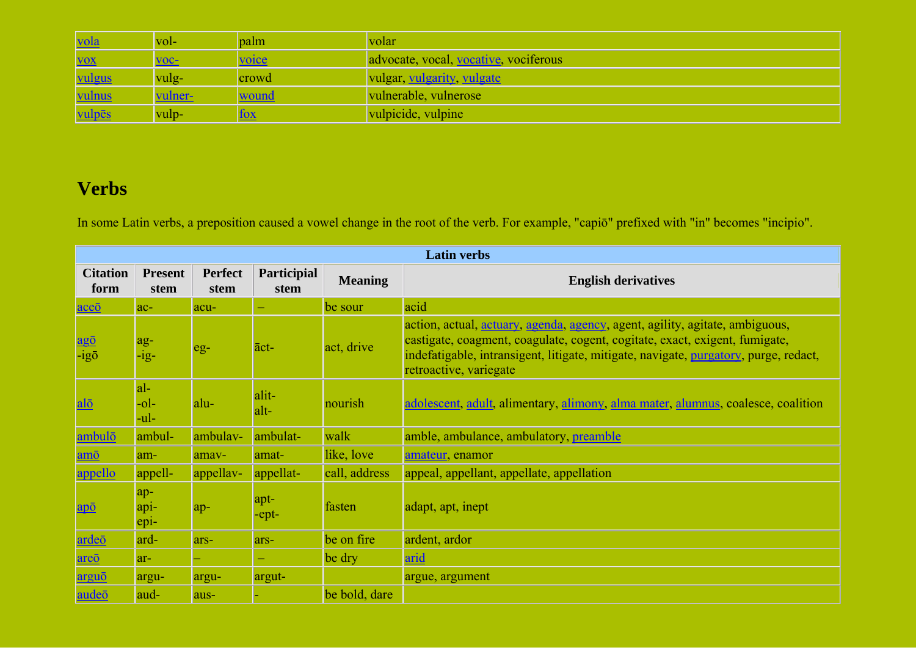| vola | vol- | palm | volar |
|---|---|---|---|
| vox | voc- | voice | advocate, vocal, vocative, vociferous |
| vulgus | vulg- | crowd | vulgar, vulgarity, vulgate |
| vulnus | vulner- | wound | vulnerable, vulnerose |
| vulpēs | vulp- | fox | vulpicide, vulpine |

## Verbs

In some Latin verbs, a preposition caused a vowel change in the root of the verb. For example, "capiō" prefixed with "in" becomes "incipio".

| Latin verbs | | | | | |
|---|---|---|---|---|---|
| **Citation form** | **Present stem** | **Perfect stem** | **Participial stem** | **Meaning** | **English derivatives** |
| aceō | ac- | acu- | – | be sour | acid |
| agō<br>-igō | ag-<br>-ig- | eg- | āct- | act, drive | action, actual, actuary, agenda, agency, agent, agility, agitate, ambiguous, castigate, coagment, coagulate, cogent, cogitate, exact, exigent, fumigate, indefatigable, intransigent, litigate, mitigate, navigate, purgatory, purge, redact, retroactive, variegate |
| alō | al-<br>-ol-<br>-ul- | alu- | alit-<br>alt- | nourish | adolescent, adult, alimentary, alimony, alma mater, alumnus, coalesce, coalition |
| ambulō | ambul- | ambulav- | ambulat- | walk | amble, ambulance, ambulatory, preamble |
| amō | am- | amav- | amat- | like, love | amateur, enamor |
| appello | appell- | appellav- | appellat- | call, address | appeal, appellant, appellate, appellation |
| apō | ap-<br>api-<br>epi- | ap- | apt-<br>-ept- | fasten | adapt, apt, inept |
| ardeō | ard- | ars- | ars- | be on fire | ardent, ardor |
| areō | ar- | – | – | be dry | arid |
| arguō | argu- | argu- | argut- | | argue, argument |
| audeō | aud- | aus- | - | be bold, dare | |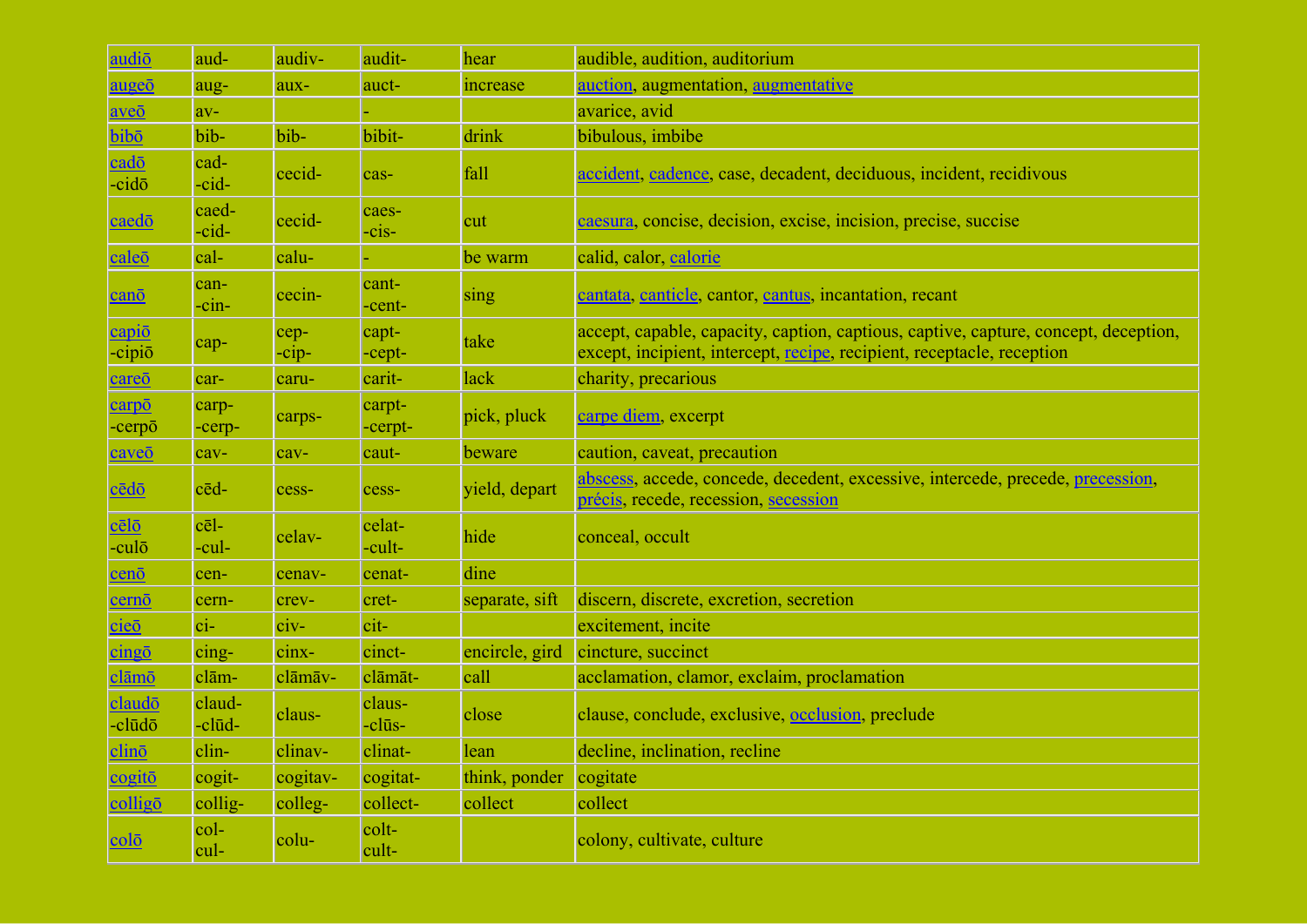| audiō | aud- | audiv- | audit- | hear | audible, audition, auditorium |
|---|---|---|---|---|---|
| augeō | aug- | aux- | auct- | increase | auction, augmentation, augmentative |
| aveō | av- | | - | | avarice, avid |
| bibō | bib- | bib- | bibit- | drink | bibulous, imbibe |
| cadō -cidō | cad- -cid- | cecid- | cas- | fall | accident, cadence, case, decadent, deciduous, incident, recidivous |
| caedō | caed- -cid- | cecid- | caes- -cis- | cut | caesura, concise, decision, excise, incision, precise, succise |
| caleō | cal- | calu- | - | be warm | calid, calor, calorie |
| canō | can- -cin- | cecin- | cant- -cent- | sing | cantata, canticle, cantor, cantus, incantation, recant |
| capiō -cipiō | cap- | cep- -cip- | capt- -cept- | take | accept, capable, capacity, caption, captious, captive, capture, concept, deception, except, incipient, intercept, recipe, recipient, receptacle, reception |
| careō | car- | caru- | carit- | lack | charity, precarious |
| carpō -cerpō | carp- -cerp- | carps- | carpt- -cerpt- | pick, pluck | carpe diem, excerpt |
| caveō | cav- | cav- | caut- | beware | caution, caveat, precaution |
| cēdō | cēd- | cess- | cess- | yield, depart | abscess, accede, concede, decedent, excessive, intercede, precede, precession, précis, recede, recession, secession |
| cēlō -culō | cēl- -cul- | celav- | celat- -cult- | hide | conceal, occult |
| cenō | cen- | cenav- | cenat- | dine | |
| cernō | cern- | crev- | cret- | separate, sift | discern, discrete, excretion, secretion |
| cieō | ci- | civ- | cit- | | excitement, incite |
| cingō | cing- | cinx- | cinct- | encircle, gird | cincture, succinct |
| clāmō | clām- | clāmāv- | clāmāt- | call | acclamation, clamor, exclaim, proclamation |
| claudō -clūdō | claud- -clūd- | claus- | claus- -clūs- | close | clause, conclude, exclusive, occlusion, preclude |
| clinō | clin- | clinav- | clinat- | lean | decline, inclination, recline |
| cogitō | cogit- | cogitav- | cogitat- | think, ponder | cogitate |
| colligō | collig- | colleg- | collect- | collect | collect |
| colō | col- cul- | colu- | colt- cult- | | colony, cultivate, culture |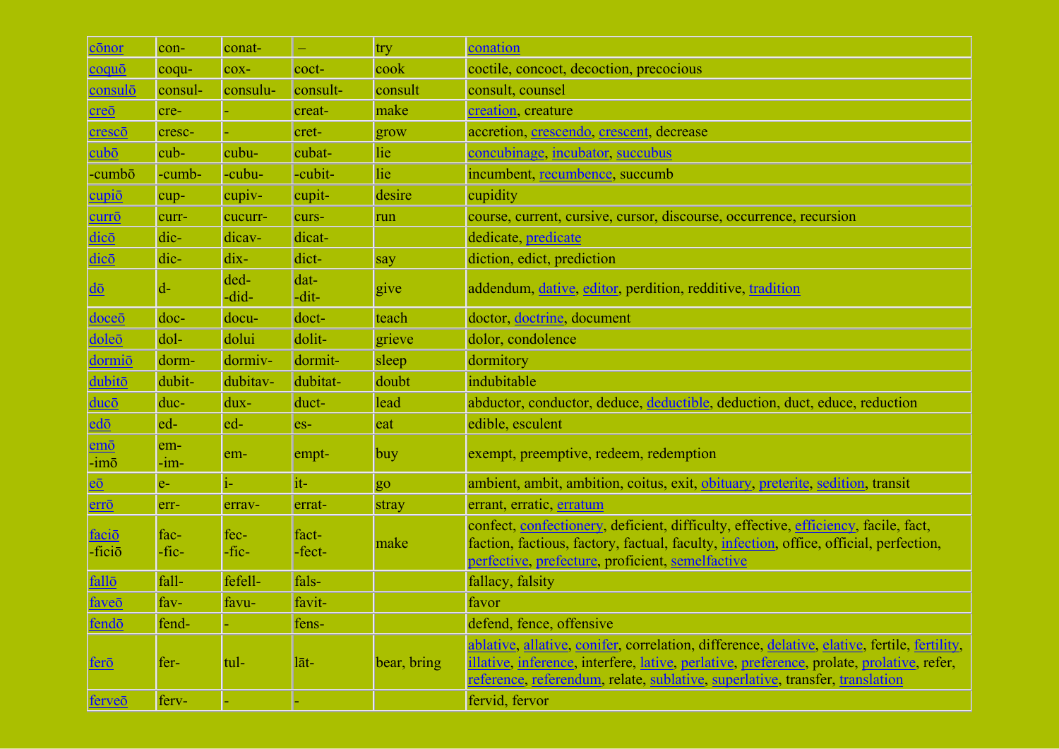| | | | | | |
|---|---|---|---|---|---|
| cōnor | con- | conat- | – | try | conation |
| coquō | coqu- | cox- | coct- | cook | coctile, concoct, decoction, precocious |
| consulō | consul- | consulu- | consult- | consult | consult, counsel |
| creō | cre- | - | creat- | make | creation, creature |
| crescō | cresc- | - | cret- | grow | accretion, crescendo, crescent, decrease |
| cubō | cub- | cubu- | cubat- | lie | concubinage, incubator, succubus |
| -cumbō | -cumb- | -cubu- | -cubit- | lie | incumbent, recumbence, succumb |
| cupiō | cup- | cupiv- | cupit- | desire | cupidity |
| currō | curr- | cucurr- | curs- | run | course, current, cursive, cursor, discourse, occurrence, recursion |
| dicō | dic- | dicav- | dicat- | | dedicate, predicate |
| dicō | dic- | dix- | dict- | say | diction, edict, prediction |
| dō | d- | ded- -did- | dat- -dit- | give | addendum, dative, editor, perdition, redditive, tradition |
| doceō | doc- | docu- | doct- | teach | doctor, doctrine, document |
| doleō | dol- | dolui | dolit- | grieve | dolor, condolence |
| dormiō | dorm- | dormiv- | dormit- | sleep | dormitory |
| dubitō | dubit- | dubitav- | dubitat- | doubt | indubitable |
| ducō | duc- | dux- | duct- | lead | abductor, conductor, deduce, deductible, deduction, duct, educe, reduction |
| edō | ed- | ed- | es- | eat | edible, esculent |
| emō -imō | em- -im- | em- | empt- | buy | exempt, preemptive, redeem, redemption |
| eō | e- | i- | it- | go | ambient, ambit, ambition, coitus, exit, obituary, preterite, sedition, transit |
| errō | err- | errav- | errat- | stray | errant, erratic, erratum |
| faciō -ficiō | fac- -fic- | fec- -fic- | fact- -fect- | make | confect, confectionery, deficient, difficulty, effective, efficiency, facile, fact, faction, factious, factory, factual, faculty, infection, office, official, perfection, perfective, prefecture, proficient, semelfactive |
| fallō | fall- | fefell- | fals- | | fallacy, falsity |
| faveō | fav- | favu- | favit- | | favor |
| fendō | fend- | - | fens- | | defend, fence, offensive |
| ferō | fer- | tul- | lāt- | bear, bring | ablative, allative, conifer, correlation, difference, delative, elative, fertile, fertility, illative, inference, interfere, lative, perlative, preference, prolate, prolative, refer, reference, referendum, relate, sublative, superlative, transfer, translation |
| ferveō | ferv- | - | - | | fervid, fervor |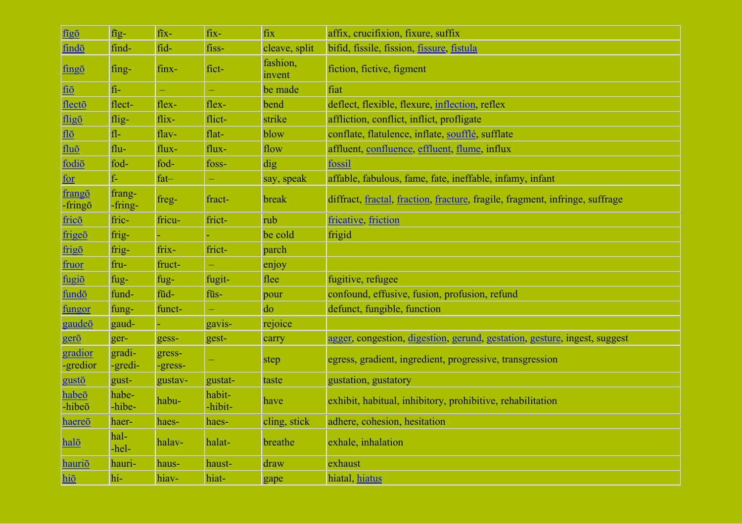| fīgō | fīg- | fīx- | fix- | fix | affix, crucifixion, fixure, suffix |
|---|---|---|---|---|---|
| findō | find- | fid- | fiss- | cleave, split | bifid, fissile, fission, fissure, fistula |
| fingō | fing- | finx- | fict- | fashion, invent | fiction, fictive, figment |
| fiō | fi- | – | – | be made | fiat |
| flectō | flect- | flex- | flex- | bend | deflect, flexible, flexure, inflection, reflex |
| fligō | flig- | flix- | flict- | strike | affliction, conflict, inflict, profligate |
| flō | fl- | flav- | flat- | blow | conflate, flatulence, inflate, soufflé, sufflate |
| fluō | flu- | flux- | flux- | flow | affluent, confluence, effluent, flume, influx |
| fodiō | fod- | fod- | foss- | dig | fossil |
| for | f- | fat– | – | say, speak | affable, fabulous, fame, fate, ineffable, infamy, infant |
| frangō<br>-fringō | frang-<br>-fring- | freg- | fract- | break | diffract, fractal, fraction, fracture, fragile, fragment, infringe, suffrage |
| fricō | fric- | fricu- | frict- | rub | fricative, friction |
| frigeō | frig- | - | - | be cold | frigid |
| frigō | frig- | frix- | frict- | parch | |
| fruor | fru- | fruct- | – | enjoy | |
| fugiō | fug- | fug- | fugit- | flee | fugitive, refugee |
| fundō | fund- | fūd- | fūs- | pour | confound, effusive, fusion, profusion, refund |
| fungor | fung- | funct- | – | do | defunct, fungible, function |
| gaudeō | gaud- | - | gavis- | rejoice | |
| gerō | ger- | gess- | gest- | carry | agger, congestion, digestion, gerund, gestation, gesture, ingest, suggest |
| gradior<br>-gredior | gradi-<br>-gredi- | gress-<br>-gress- | – | step | egress, gradient, ingredient, progressive, transgression |
| gustō | gust- | gustav- | gustat- | taste | gustation, gustatory |
| habeō<br>-hibeō | habe-<br>-hibe- | habu- | habit-<br>-hibit- | have | exhibit, habitual, inhibitory, prohibitive, rehabilitation |
| haereō | haer- | haes- | haes- | cling, stick | adhere, cohesion, hesitation |
| halō | hal-<br>-hel- | halav- | halat- | breathe | exhale, inhalation |
| hauriō | hauri- | haus- | haust- | draw | exhaust |
| hiō | hi- | hiav- | hiat- | gape | hiatal, hiatus |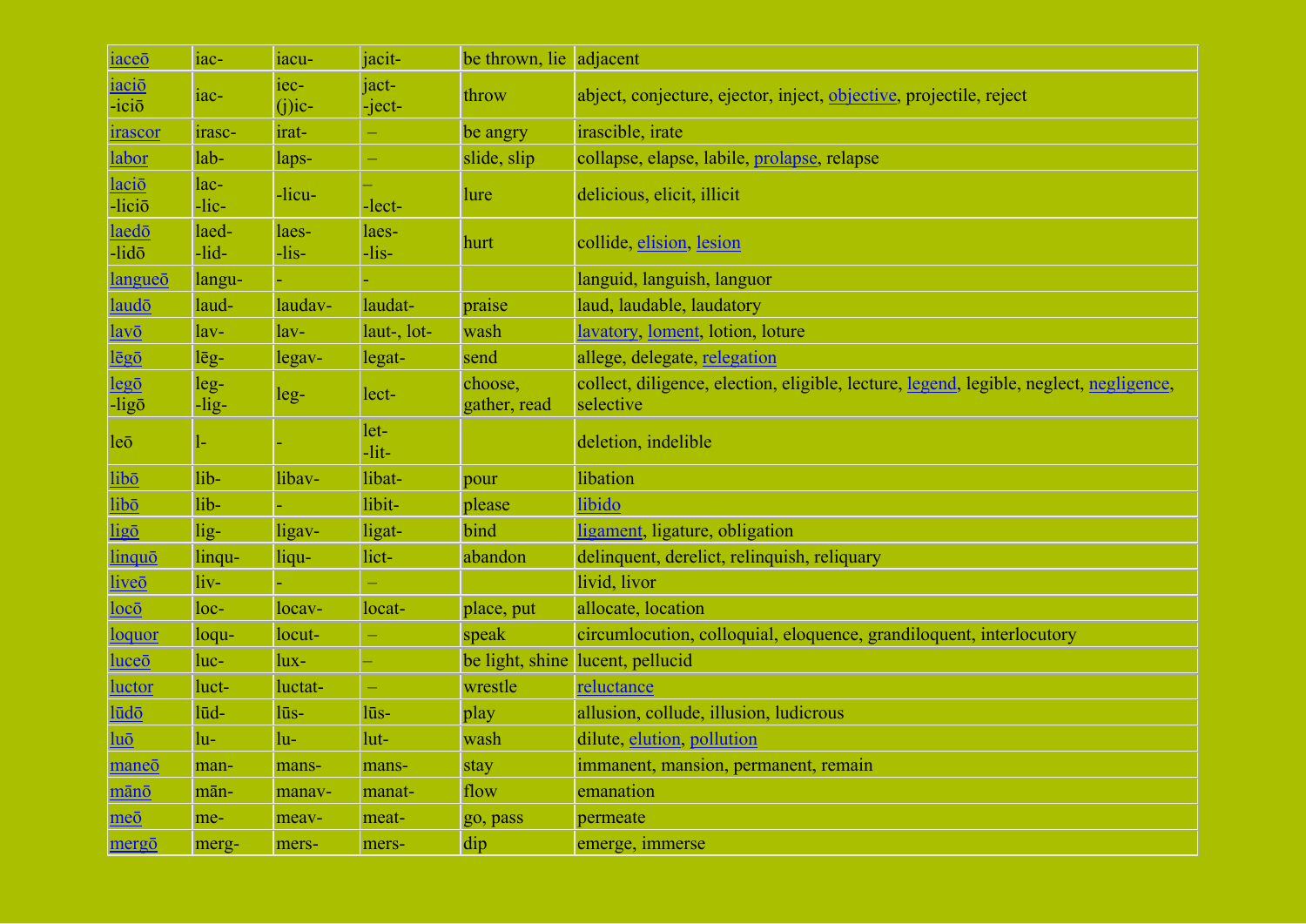| iaceō | iac- | iacu- | jacit- | be thrown, lie | adjacent |
|---|---|---|---|---|---|
| iaciō<br>-iciō | iac- | iec-<br>(j)ic- | jact-<br>-ject- | throw | abject, conjecture, ejector, inject, objective, projectile, reject |
| irascor | irasc- | irat- | – | be angry | irascible, irate |
| labor | lab- | laps- | – | slide, slip | collapse, elapse, labile, prolapse, relapse |
| laciō<br>-liciō | lac-<br>-lic- | -licu- | –<br>-lect- | lure | delicious, elicit, illicit |
| laedō<br>-lidō | laed-<br>-lid- | laes-<br>-lis- | laes-<br>-lis- | hurt | collide, elision, lesion |
| langueō | langu- | - | - | | languid, languish, languor |
| laudō | laud- | laudav- | laudat- | praise | laud, laudable, laudatory |
| lavō | lav- | lav- | laut-, lot- | wash | lavatory, loment, lotion, loture |
| lēgō | lēg- | legav- | legat- | send | allege, delegate, relegation |
| legō<br>-ligō | leg-<br>-lig- | leg- | lect- | choose, gather, read | collect, diligence, election, eligible, lecture, legend, legible, neglect, negligence, selective |
| leō | l- | - | let-<br>-lit- | | deletion, indelible |
| libō | lib- | libav- | libat- | pour | libation |
| libō | lib- | - | libit- | please | libido |
| ligō | lig- | ligav- | ligat- | bind | ligament, ligature, obligation |
| linquō | linqu- | liqu- | lict- | abandon | delinquent, derelict, relinquish, reliquary |
| liveō | liv- | - | – | | livid, livor |
| locō | loc- | locav- | locat- | place, put | allocate, location |
| loquor | loqu- | locut- | – | speak | circumlocution, colloquial, eloquence, grandiloquent, interlocutory |
| luceō | luc- | lux- | – | be light, shine | lucent, pellucid |
| luctor | luct- | luctat- | – | wrestle | reluctance |
| lūdō | lūd- | lūs- | lūs- | play | allusion, collude, illusion, ludicrous |
| luō | lu- | lu- | lut- | wash | dilute, elution, pollution |
| maneō | man- | mans- | mans- | stay | immanent, mansion, permanent, remain |
| mānō | mān- | manav- | manat- | flow | emanation |
| meō | me- | meav- | meat- | go, pass | permeate |
| mergō | merg- | mers- | mers- | dip | emerge, immerse |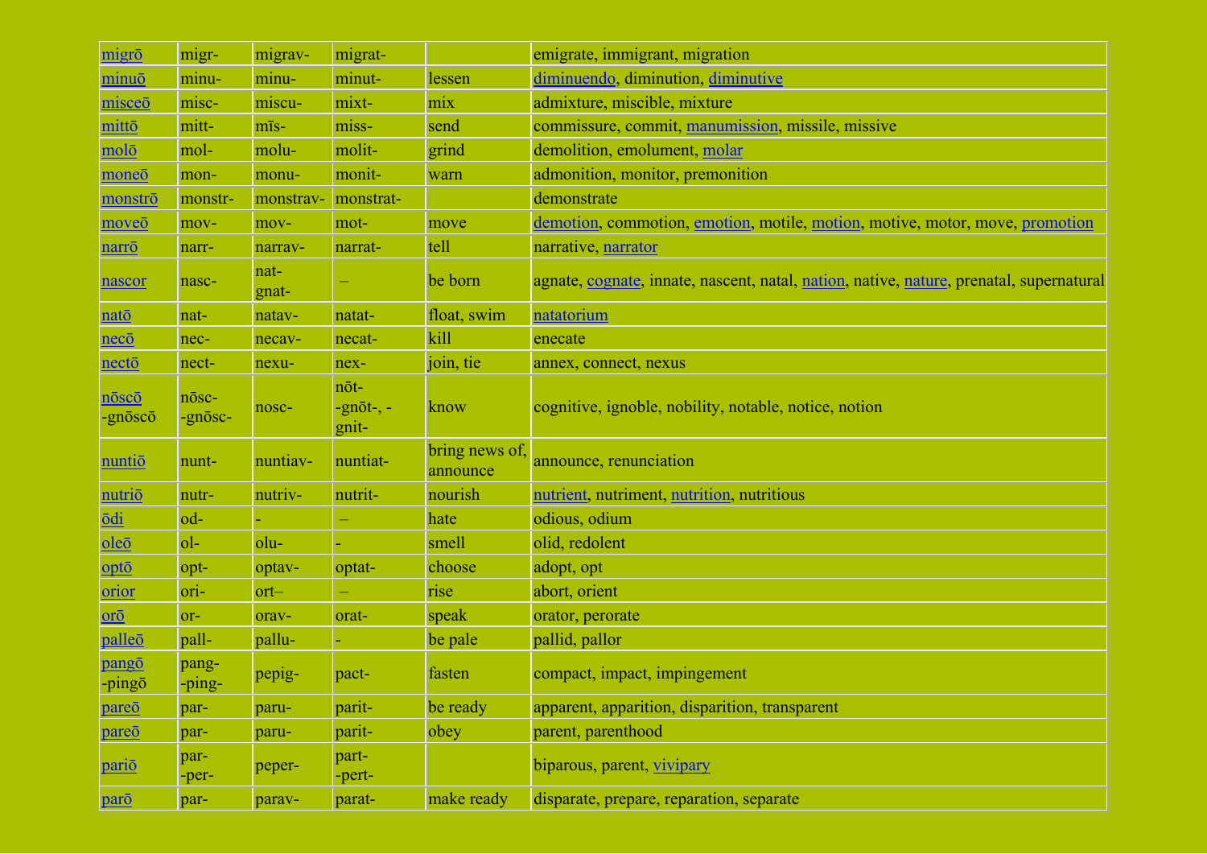| migrō | migr- | migrav- | migrat- | | emigrate, immigrant, migration |
|---|---|---|---|---|---|
| minuō | minu- | minu- | minut- | lessen | diminuendo, diminution, diminutive |
| misceō | misc- | miscu- | mixt- | mix | admixture, miscible, mixture |
| mittō | mitt- | mīs- | miss- | send | commissure, commit, manumission, missile, missive |
| molō | mol- | molu- | molit- | grind | demolition, emolument, molar |
| moneō | mon- | monu- | monit- | warn | admonition, monitor, premonition |
| monstrō | monstr- | monstrav- | monstrat- | | demonstrate |
| moveō | mov- | mov- | mot- | move | demotion, commotion, emotion, motile, motion, motive, motor, move, promotion |
| narrō | narr- | narrav- | narrat- | tell | narrative, narrator |
| nascor | nasc- | nat-<br>gnat- | – | be born | agnate, cognate, innate, nascent, natal, nation, native, nature, prenatal, supernatural |
| natō | nat- | natav- | natat- | float, swim | natatorium |
| necō | nec- | necav- | necat- | kill | enecate |
| nectō | nect- | nexu- | nex- | join, tie | annex, connect, nexus |
| nōscō<br>-gnōscō | nōsc-<br>-gnōsc- | nosc- | nōt-<br>-gnōt-, -gnit- | know | cognitive, ignoble, nobility, notable, notice, notion |
| nuntiō | nunt- | nuntiav- | nuntiat- | bring news of, announce | announce, renunciation |
| nutriō | nutr- | nutriv- | nutrit- | nourish | nutrient, nutriment, nutrition, nutritious |
| ōdi | od- | - | – | hate | odious, odium |
| oleō | ol- | olu- | - | smell | olid, redolent |
| optō | opt- | optav- | optat- | choose | adopt, opt |
| orior | ori- | ort– | – | rise | abort, orient |
| orō | or- | orav- | orat- | speak | orator, perorate |
| palleō | pall- | pallu- | - | be pale | pallid, pallor |
| pangō<br>-pingō | pang-<br>-ping- | pepig- | pact- | fasten | compact, impact, impingement |
| pareō | par- | paru- | parit- | be ready | apparent, apparition, disparition, transparent |
| pareō | par- | paru- | parit- | obey | parent, parenthood |
| pariō | par-<br>-per- | peper- | part-<br>-pert- | | biparous, parent, vivipary |
| parō | par- | parav- | parat- | make ready | disparate, prepare, reparation, separate |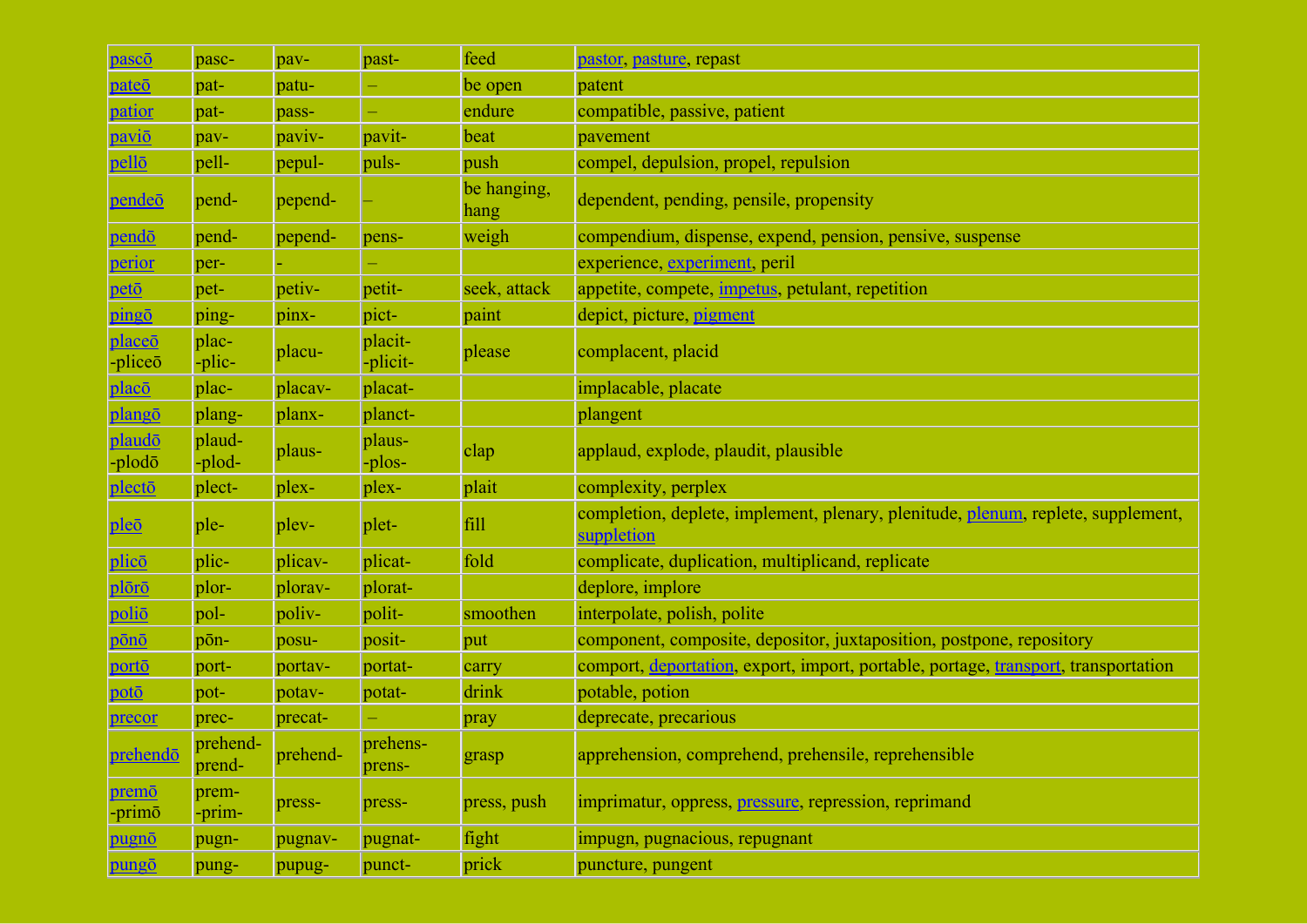| pascō | pasc- | pav- | past- | feed | pastor, pasture, repast |
|---|---|---|---|---|---|
| pateō | pat- | patu- | – | be open | patent |
| patior | pat- | pass- | – | endure | compatible, passive, patient |
| paviō | pav- | paviv- | pavit- | beat | pavement |
| pellō | pell- | pepul- | puls- | push | compel, depulsion, propel, repulsion |
| pendeō | pend- | pepend- | – | be hanging, hang | dependent, pending, pensile, propensity |
| pendō | pend- | pepend- | pens- | weigh | compendium, dispense, expend, pension, pensive, suspense |
| perior | per- | - | – | | experience, experiment, peril |
| petō | pet- | petiv- | petit- | seek, attack | appetite, compete, impetus, petulant, repetition |
| pingō | ping- | pinx- | pict- | paint | depict, picture, pigment |
| placeō -pliceō | plac- -plic- | placu- | placit- -plicit- | please | complacent, placid |
| placō | plac- | placav- | placat- | | implacable, placate |
| plangō | plang- | planx- | planct- | | plangent |
| plaudō -plodō | plaud- -plod- | plaus- | plaus- -plos- | clap | applaud, explode, plaudit, plausible |
| plectō | plect- | plex- | plex- | plait | complexity, perplex |
| pleō | ple- | plev- | plet- | fill | completion, deplete, implement, plenary, plenitude, plenum, replete, supplement, suppletion |
| plicō | plic- | plicav- | plicat- | fold | complicate, duplication, multiplicand, replicate |
| plōrō | plor- | plorav- | plorat- | | deplore, implore |
| poliō | pol- | poliv- | polit- | smoothen | interpolate, polish, polite |
| pōnō | pōn- | posu- | posit- | put | component, composite, depositor, juxtaposition, postpone, repository |
| portō | port- | portav- | portat- | carry | comport, deportation, export, import, portable, portage, transport, transportation |
| potō | pot- | potav- | potat- | drink | potable, potion |
| precor | prec- | precat- | – | pray | deprecate, precarious |
| prehendō | prehend- prend- | prehend- | prehens- prens- | grasp | apprehension, comprehend, prehensile, reprehensible |
| premō -primō | prem- -prim- | press- | press- | press, push | imprimatur, oppress, pressure, repression, reprimand |
| pugnō | pugn- | pugnav- | pugnat- | fight | impugn, pugnacious, repugnant |
| pungō | pung- | pupug- | punct- | prick | puncture, pungent |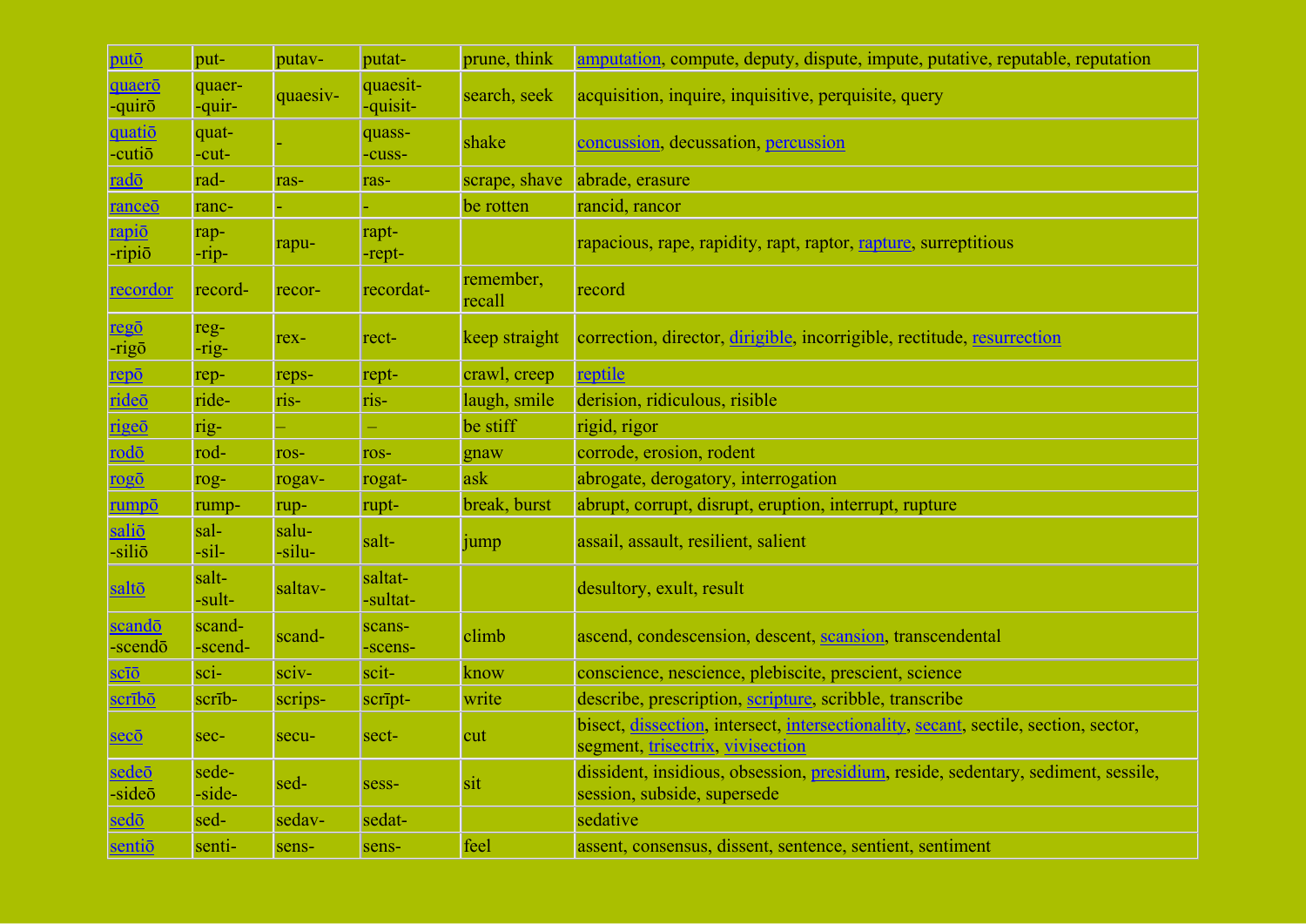| putō | put- | putav- | putat- | prune, think | amputation, compute, deputy, dispute, impute, putative, reputable, reputation |
|---|---|---|---|---|---|
| quaerō<br>-quirō | quaer-<br>-quir- | quaesiv- | quaesit-<br>-quisit- | search, seek | acquisition, inquire, inquisitive, perquisite, query |
| quatiō<br>-cutiō | quat-<br>-cut- | - | quass-<br>-cuss- | shake | concussion, decussation, percussion |
| radō | rad- | ras- | ras- | scrape, shave | abrade, erasure |
| ranceō | ranc- | - | - | be rotten | rancid, rancor |
| rapiō<br>-ripiō | rap-<br>-rip- | rapu- | rapt-<br>-rept- | | rapacious, rape, rapidity, rapt, raptor, rapture, surreptitious |
| recordor | record- | recor- | recordat- | remember, recall | record |
| regō<br>-rigō | reg-<br>-rig- | rex- | rect- | keep straight | correction, director, dirigible, incorrigible, rectitude, resurrection |
| repō | rep- | reps- | rept- | crawl, creep | reptile |
| rideō | ride- | ris- | ris- | laugh, smile | derision, ridiculous, risible |
| rigeō | rig- | – | – | be stiff | rigid, rigor |
| rodō | rod- | ros- | ros- | gnaw | corrode, erosion, rodent |
| rogō | rog- | rogav- | rogat- | ask | abrogate, derogatory, interrogation |
| rumpō | rump- | rup- | rupt- | break, burst | abrupt, corrupt, disrupt, eruption, interrupt, rupture |
| saliō<br>-siliō | sal-<br>-sil- | salu-<br>-silu- | salt- | jump | assail, assault, resilient, salient |
| saltō | salt-<br>-sult- | saltav- | saltat-<br>-sultat- | | desultory, exult, result |
| scandō<br>-scendō | scand-<br>-scend- | scand- | scans-<br>-scens- | climb | ascend, condescension, descent, scansion, transcendental |
| scīō | sci- | sciv- | scit- | know | conscience, nescience, plebiscite, prescient, science |
| scrībō | scrīb- | scrips- | scrīpt- | write | describe, prescription, scripture, scribble, transcribe |
| secō | sec- | secu- | sect- | cut | bisect, dissection, intersect, intersectionality, secant, sectile, section, sector, segment, trisectrix, vivisection |
| sedeō<br>-sideō | sede-<br>-side- | sed- | sess- | sit | dissident, insidious, obsession, presidium, reside, sedentary, sediment, sessile, session, subside, supersede |
| sedō | sed- | sedav- | sedat- | | sedative |
| sentiō | senti- | sens- | sens- | feel | assent, consensus, dissent, sentence, sentient, sentiment |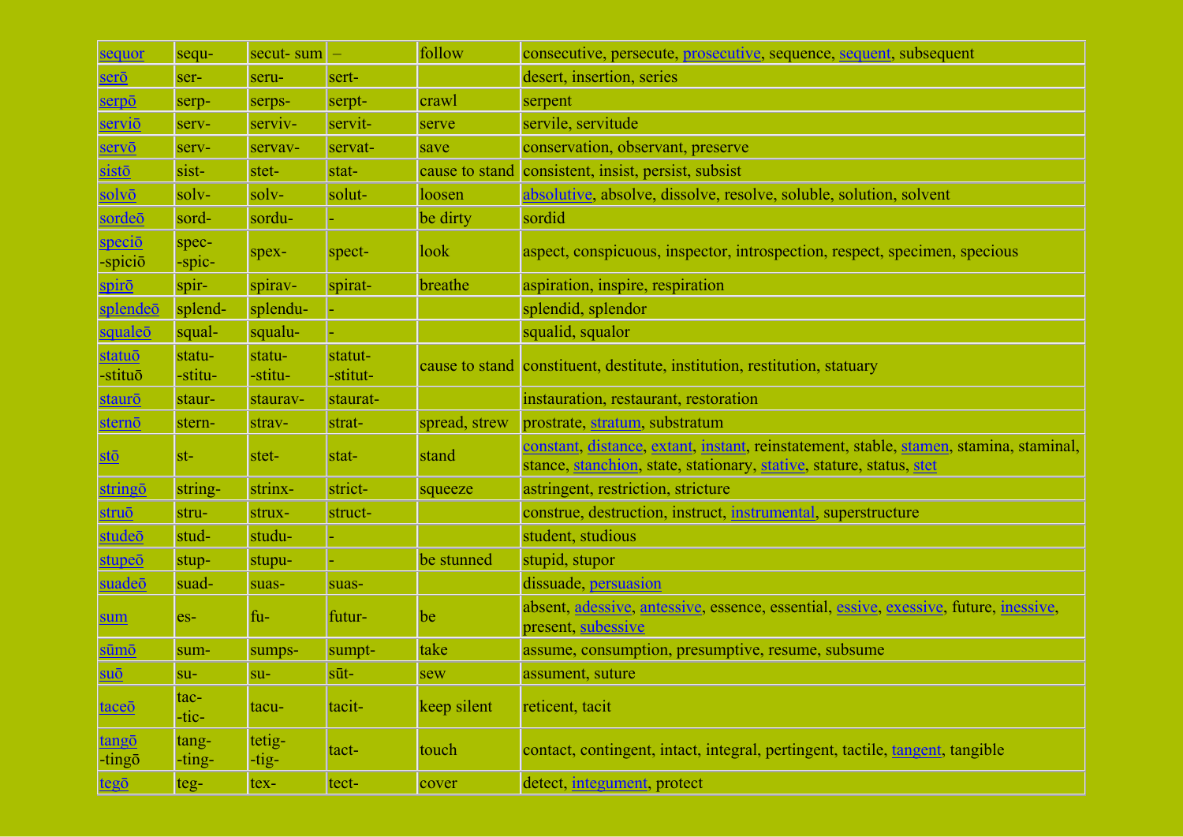| sequor | sequ- | secut- sum | – | follow | consecutive, persecute, prosecutive, sequence, sequent, subsequent |
|---|---|---|---|---|---|
| serō | ser- | seru- | sert- | | desert, insertion, series |
| serpō | serp- | serps- | serpt- | crawl | serpent |
| serviō | serv- | serviv- | servit- | serve | servile, servitude |
| servō | serv- | servav- | servat- | save | conservation, observant, preserve |
| sistō | sist- | stet- | stat- | cause to stand | consistent, insist, persist, subsist |
| solvō | solv- | solv- | solut- | loosen | absolutive, absolve, dissolve, resolve, soluble, solution, solvent |
| sordeō | sord- | sordu- | - | be dirty | sordid |
| speciō -spiciō | spec- -spic- | spex- | spect- | look | aspect, conspicuous, inspector, introspection, respect, specimen, specious |
| spirō | spir- | spirav- | spirat- | breathe | aspiration, inspire, respiration |
| splendeō | splend- | splendu- | - | | splendid, splendor |
| squaleō | squal- | squalu- | - | | squalid, squalor |
| statuō -stituō | statu- -stitu- | statu- -stitu- | statut- -stitut- | cause to stand | constituent, destitute, institution, restitution, statuary |
| staurō | staur- | staurav- | staurat- | | instauration, restaurant, restoration |
| sternō | stern- | strav- | strat- | spread, strew | prostrate, stratum, substratum |
| stō | st- | stet- | stat- | stand | constant, distance, extant, instant, reinstatement, stable, stamen, stamina, staminal, stance, stanchion, state, stationary, stative, stature, status, stet |
| stringō | string- | strinx- | strict- | squeeze | astringent, restriction, stricture |
| struō | stru- | strux- | struct- | | construe, destruction, instruct, instrumental, superstructure |
| studeō | stud- | studu- | - | | student, studious |
| stupeō | stup- | stupu- | - | be stunned | stupid, stupor |
| suadeō | suad- | suas- | suas- | | dissuade, persuasion |
| sum | es- | fu- | futur- | be | absent, adessive, antessive, essence, essential, essive, exessive, future, inessive, present, subessive |
| sūmō | sum- | sumps- | sumpt- | take | assume, consumption, presumptive, resume, subsume |
| suō | su- | su- | sūt- | sew | assument, suture |
| taceō | tac- -tic- | tacu- | tacit- | keep silent | reticent, tacit |
| tangō -tingō | tang- -ting- | tetig- -tig- | tact- | touch | contact, contingent, intact, integral, pertingent, tactile, tangent, tangible |
| tegō | teg- | tex- | tect- | cover | detect, integument, protect |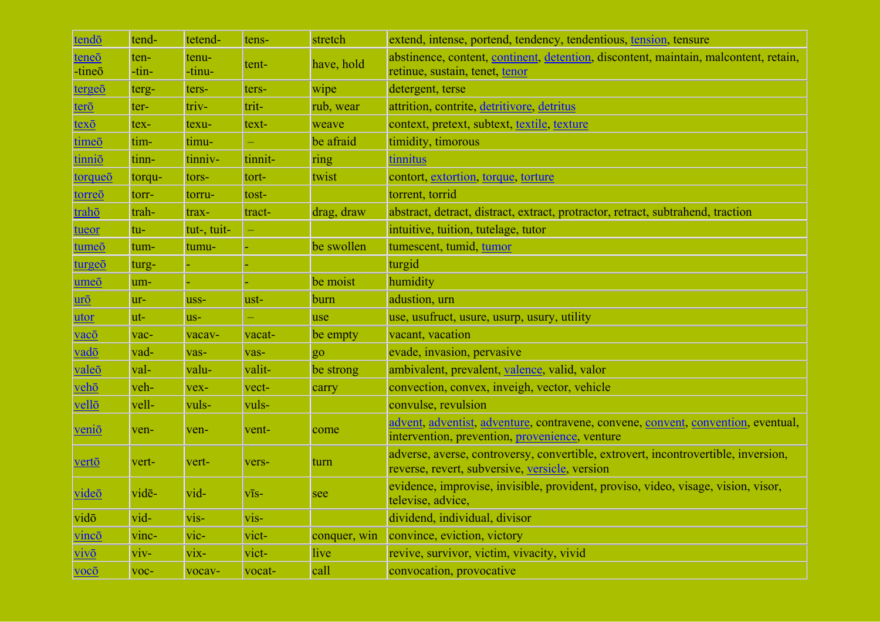| tendō | tend- | tetend- | tens- | stretch | extend, intense, portend, tendency, tendentious, tension, tensure |
|---|---|---|---|---|---|
| teneō -tineō | ten- -tin- | tenu- -tinu- | tent- | have, hold | abstinence, content, continent, detention, discontent, maintain, malcontent, retain, retinue, sustain, tenet, tenor |
| tergeō | terg- | ters- | ters- | wipe | detergent, terse |
| terō | ter- | triv- | trit- | rub, wear | attrition, contrite, detritivore, detritus |
| texō | tex- | texu- | text- | weave | context, pretext, subtext, textile, texture |
| timeō | tim- | timu- | – | be afraid | timidity, timorous |
| tinniō | tinn- | tinniv- | tinnit- | ring | tinnitus |
| torqueō | torqu- | tors- | tort- | twist | contort, extortion, torque, torture |
| torreō | torr- | torru- | tost- | | torrent, torrid |
| trahō | trah- | trax- | tract- | drag, draw | abstract, detract, distract, extract, protractor, retract, subtrahend, traction |
| tueor | tu- | tut-, tuit- | – | | intuitive, tuition, tutelage, tutor |
| tumeō | tum- | tumu- | - | be swollen | tumescent, tumid, tumor |
| turgeō | turg- | - | - | | turgid |
| umeō | um- | - | - | be moist | humidity |
| urō | ur- | uss- | ust- | burn | adustion, urn |
| utor | ut- | us- | – | use | use, usufruct, usure, usurp, usury, utility |
| vacō | vac- | vacav- | vacat- | be empty | vacant, vacation |
| vadō | vad- | vas- | vas- | go | evade, invasion, pervasive |
| valeō | val- | valu- | valit- | be strong | ambivalent, prevalent, valence, valid, valor |
| vehō | veh- | vex- | vect- | carry | convection, convex, inveigh, vector, vehicle |
| vellō | vell- | vuls- | vuls- | | convulse, revulsion |
| veniō | ven- | ven- | vent- | come | advent, adventist, adventure, contravene, convene, convent, convention, eventual, intervention, prevention, provenience, venture |
| vertō | vert- | vert- | vers- | turn | adverse, averse, controversy, convertible, extrovert, incontrovertible, inversion, reverse, revert, subversive, versicle, version |
| videō | vidē- | vid- | vīs- | see | evidence, improvise, invisible, provident, proviso, video, visage, vision, visor, televise, advice, |
| vidō | vid- | vis- | vis- | | dividend, individual, divisor |
| vincō | vinc- | vic- | vict- | conquer, win | convince, eviction, victory |
| vivō | viv- | vix- | vict- | live | revive, survivor, victim, vivacity, vivid |
| vocō | voc- | vocav- | vocat- | call | convocation, provocative |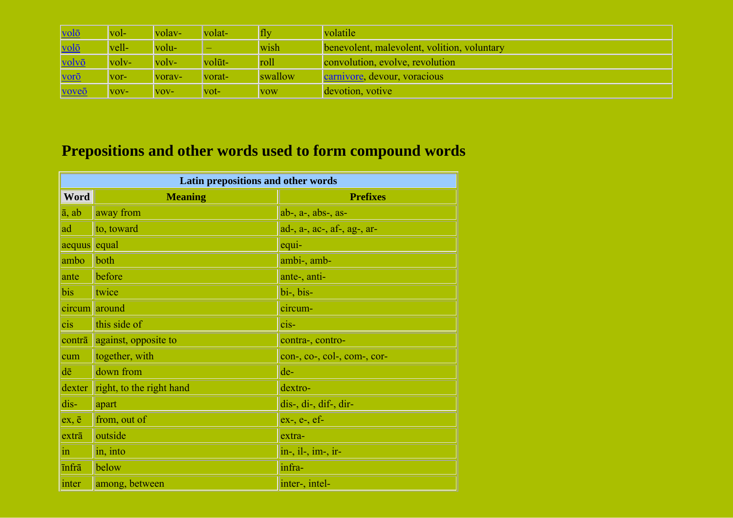| volō | vol- | volav- | volat- | fly | volatile |
|---|---|---|---|---|---|
| volō | vell- | volu- | – | wish | benevolent, malevolent, volition, voluntary |
| volvō | volv- | volv- | volūt- | roll | convolution, evolve, revolution |
| vorō | vor- | vorav- | vorat- | swallow | carnivore, devour, voracious |
| voveō | vov- | vov- | vot- | vow | devotion, votive |

## Prepositions and other words used to form compound words

| Latin prepositions and other words | | |
|---|---|---|
| **Word** | **Meaning** | **Prefixes** |
| ā, ab | away from | ab-, a-, abs-, as- |
| ad | to, toward | ad-, a-, ac-, af-, ag-, ar- |
| aequus | equal | equi- |
| ambo | both | ambi-, amb- |
| ante | before | ante-, anti- |
| bis | twice | bi-, bis- |
| circum | around | circum- |
| cis | this side of | cis- |
| contrā | against, opposite to | contra-, contro- |
| cum | together, with | con-, co-, col-, com-, cor- |
| dē | down from | de- |
| dexter | right, to the right hand | dextro- |
| dis- | apart | dis-, di-, dif-, dir- |
| ex, ē | from, out of | ex-, e-, ef- |
| extrā | outside | extra- |
| in | in, into | in-, il-, im-, ir- |
| īnfrā | below | infra- |
| inter | among, between | inter-, intel- |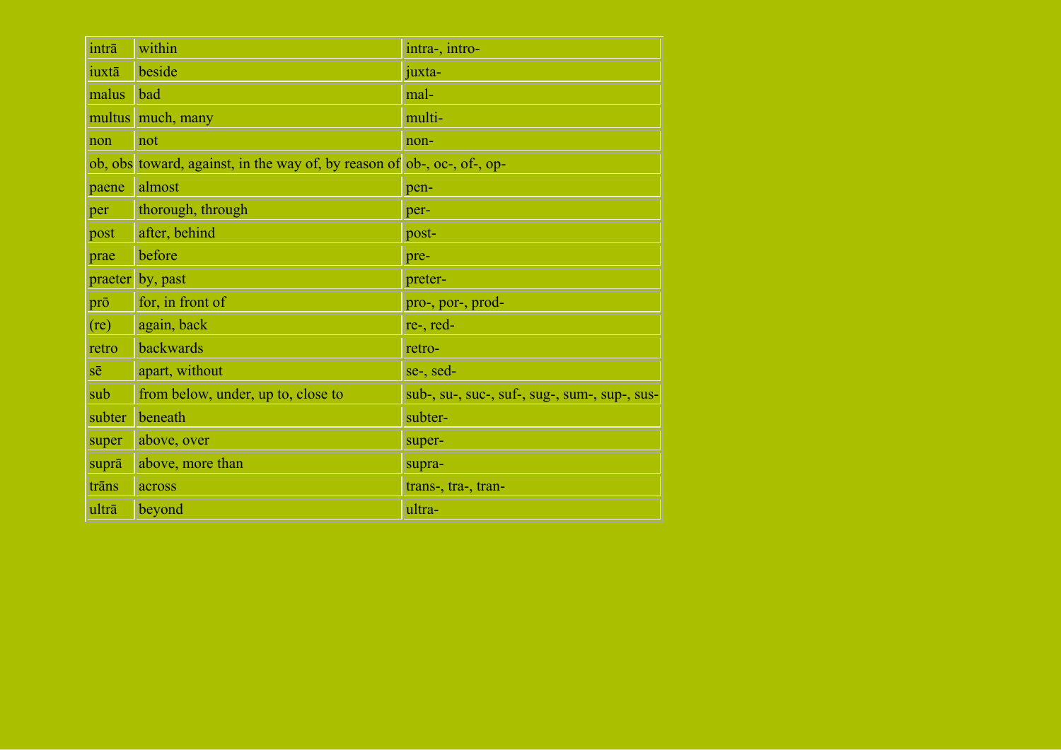| | | |
|---|---|---|
| intrā | within | intra-, intro- |
| iuxtā | beside | juxta- |
| malus | bad | mal- |
| multus | much, many | multi- |
| non | not | non- |
| ob, obs | toward, against, in the way of, by reason of | ob-, oc-, of-, op- |
| paene | almost | pen- |
| per | thorough, through | per- |
| post | after, behind | post- |
| prae | before | pre- |
| praeter | by, past | preter- |
| prō | for, in front of | pro-, por-, prod- |
| (re) | again, back | re-, red- |
| retro | backwards | retro- |
| sē | apart, without | se-, sed- |
| sub | from below, under, up to, close to | sub-, su-, suc-, suf-, sug-, sum-, sup-, sus- |
| subter | beneath | subter- |
| super | above, over | super- |
| suprā | above, more than | supra- |
| trāns | across | trans-, tra-, tran- |
| ultrā | beyond | ultra- |